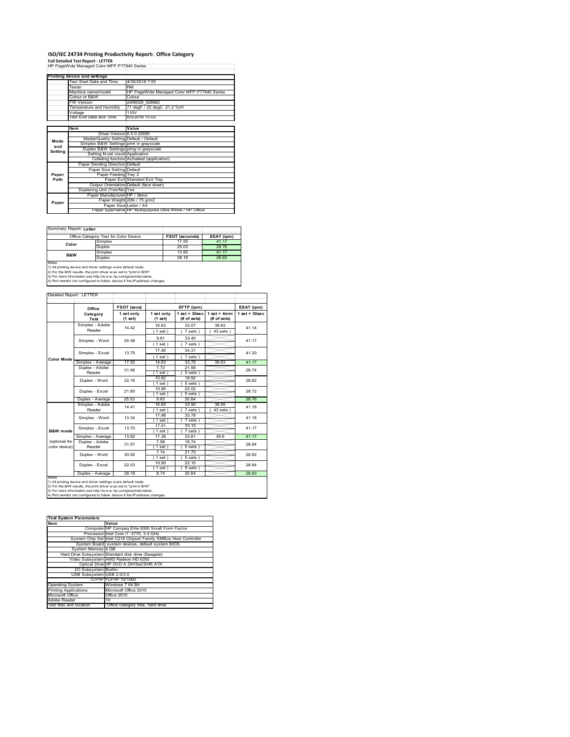# ISO/IEC 24734 Printing Productivity Report: Office Category

**Full Detailed Test Report - LETTER**

HP PageWide Managed Color MFP P77940 Series

| Printing device and settings | |
|---|---|
| Test Start Date and Time | 4/30/2018 7:55 |
| Tester | RM |
| Machine name/model | HP PageWide Managed Color MFP P77940 Series |
| Colour or B&W | Colour |
| FW Version | 2406029_028982 |
| Temperature and Humidity | 71 degF / 22 degC 21.2 %rH |
| Voltage | 110V |
| Test End Date and Time | 6/5/2018 13:02 |

| | Item | Value |
|---|---|---|
| Mode and Setting | Driver Version | 6.5.0.22695 |
| | Media/Quality Setting | Default / Default |
| | Simplex B&W Settings | print in grayscale |
| | Duplex B&W Settings | pring in grayscale |
| | Setting N set count | Application |
| | Collating function | Activated (application) |
| Paper Path | Paper Sending Direction | Default |
| | Paper Size Setting | Default |
| | Paper Feeding | Tray 2 |
| | Paper Exit | Standard Exit Tray |
| | Output Orientation | Default (face down) |
| | Duplexing Unit (Yes/No) | Yes |
| Paper | Paper Manufacturer | HP / Xerox |
| | Paper Weight | 20lb / 75 g/m2 |
| | Paper Size | Letter / A4 |
| | Paper type/name | HP Multipurpose Ultra White / HP Office |

Summary Report: **Letter**

| Office Category Test for Color Device | | FSOT (seconds) | ESAT (ipm) |
|---|---|---|---|
| Color | Simplex | 17.55 | 41.17 |
| | Duplex | 25.03 | 28.76 |
| B&W | Simplex | 13.82 | 41.17 |
| | Duplex | 28.18 | 28.83 |

Notes
1) All printing device and driver settings were default mode.
2) For the B/W results, the print driver was set to "print in B/W".
3) For more information see http://www.hp.com/go/printerclaims.
4) Port monitor not configured to follow device if the IP address changes.

Detailed Report: LETTER

| | Office Category Test | FSOT (secs) 1 set only (1 set) | EFTP (ipm) 1 set only (1 set) | EFTP (ipm) 1 set + 30sec (# of sets) | EFTP (ipm) 1 set + 4min (# of sets) | ESAT (ipm) 1 set + 30sec |
|---|---|---|---|---|---|---|
| Color Mode | Simplex - Adobe Reader | 14.42 | 16.63 (1 set) | 33.57 (7 sets) | 39.63 (43 sets) | 41.14 |
| | Simplex - Word | 24.48 | 9.81 (1 set) | 33.40 (7 sets) | | 41.17 |
| | Simplex - Excel | 13.75 | 17.46 (1 set) | 34.31 (7 sets) | | 41.20 |
| | Simplex - Average | 17.55 | 14.63 | 33.76 | 39.63 | 41.17 |
| | Duplex - Adobe Reader | 31.06 | 7.72 (1 set) | 21.58 (5 sets) | | 28.74 |
| | Duplex - Word | 22.16 | 10.82 (1 set) | 18.92 (5 sets) | | 28.82 |
| | Duplex - Excel | 21.85 | 10.96 (1 set) | 22.02 (5 sets) | | 28.72 |
| | Duplex - Average | 25.03 | 9.83 | 20.84 | | 28.76 |
| B&W mode (optional for color device) | Simplex - Adobe Reader | 14.41 | 16.65 (1 set) | 33.90 (7 sets) | 39.59 (43 sets) | 41.18 |
| | Simplex - Word | 13.34 | 17.98 (1 set) | 33.78 (7 sets) | | 41.18 |
| | Simplex - Excel | 13.70 | 17.51 (1 set) | 33.15 (7 sets) | | 41.17 |
| | Simplex - Average | 13.82 | 17.38 | 33.61 | 39.6 | 41.17 |
| | Duplex - Adobe Reader | 31.57 | 7.58 (1 set) | 18.74 (5 sets) | | 28.84 |
| | Duplex - Word | 30.92 | 7.74 (1 set) | 21.70 (5 sets) | | 28.82 |
| | Duplex - Excel | 22.03 | 10.90 (1 set) | 22.10 (5 sets) | | 28.84 |
| | Duplex - Average | 28.18 | 8.74 | 20.84 | | 28.83 |

Notes
1) All printing device and driver settings were default mode.
2) For the B/W results, the print driver was set to "print in B/W".
3) For more information see http://www.hp.com/go/printerclaims.
4) Port monitor not configured to follow device if the IP address changes.

| Test System Parameters | |
|---|---|
| Item | Value |
| Computer | HP Compaq Elite 8300 Small Form Factor |
| Processor | Intel Core i7 -3770, 3.4 GHz |
| System Chip Set | Intel C216 Chipset Family SMBus Host Controller |
| System Board | system devices, default system BIOS |
| System Memory | 4 GB |
| Hard Drive Subsystem | Standard disk drive (Seagate) |
| Video Subsystem | AMD Radeon HD 6350 |
| Optical Drive | HP DVD A DH16aCSHR ATA |
| I/O Subsystem | Builtin |
| USB Subsystem | USB 2.0/3.0 |
| TCP/IP | TCP/IP 10/1000 |
| Operating System | Windows 7 64 Bit |
| Printing Applications | Microsoft Office 2010 |
| Microsoft Office | Office 2010 |
| Adobe Reader | 10 |
| Test files and location | Office category files, hard drive |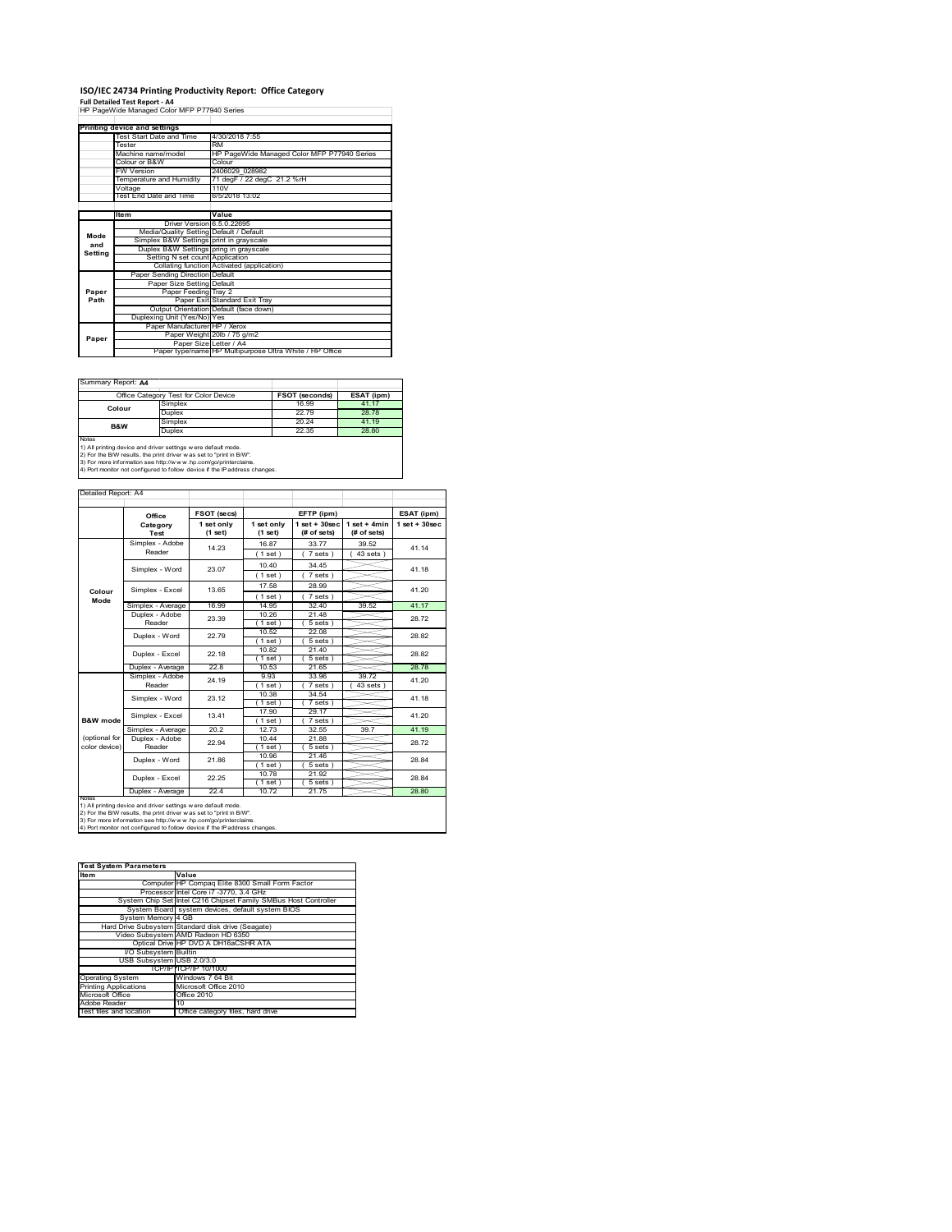# ISO/IEC 24734 Printing Productivity Report: Office Category

**Full Detailed Test Report - A4**

HP PageWide Managed Color MFP P77940 Series

| Printing device and settings | |
|---|---|
| Test Start Date and Time | 4/30/2018 7:55 |
| Tester | RM |
| Machine name/model | HP PageWide Managed Color MFP P77940 Series |
| Colour or B&W | Colour |
| FW Version | 2406029_028982 |
| Temperature and Humidity | 71 degF / 22 degC 21.2 %rH |
| Voltage | 110V |
| Test End Date and Time | 6/5/2018 13:02 |

| | Item | Value |
|---|---|---|
| Mode and Setting | Driver Version | 6.5.0.22695 |
| | Media/Quality Setting | Default / Default |
| | Simplex B&W Settings | print in grayscale |
| | Duplex B&W Settings | pring in grayscale |
| | Setting N set count | Application |
| | Collating function | Activated (application) |
| Paper Path | Paper Sending Direction | Default |
| | Paper Size Setting | Default |
| | Paper Feeding | Tray 2 |
| | Paper Exit | Standard Exit Tray |
| | Output Orientation | Default (face down) |
| | Duplexing Unit (Yes/No) | Yes |
| Paper | Paper Manufacturer | HP / Xerox |
| | Paper Weight | 20lb / 75 g/m2 |
| | Paper Size | Letter / A4 |
| | Paper type/name | HP Multipurpose Ultra White / HP Office |

Summary Report: **A4**

| Office Category Test for Color Device | | FSOT (seconds) | ESAT (ipm) |
|---|---|---|---|
| Colour | Simplex | 16.99 | 41.17 |
| | Duplex | 22.79 | 28.78 |
| B&W | Simplex | 20.24 | 41.19 |
| | Duplex | 22.35 | 28.80 |

Notes
1) All printing device and driver settings were default mode.
2) For the B/W results, the print driver was set to "print in B/W".
3) For more information see http://www.hp.com/go/printerclaims.
4) Port monitor not configured to follow device if the IP address changes.

Detailed Report: A4

| | Office Category Test | FSOT (secs) 1 set only (1 set) | EFTP (ipm) 1 set only (1 set) | EFTP (ipm) 1 set + 30sec (# of sets) | EFTP (ipm) 1 set + 4min (# of sets) | ESAT (ipm) 1 set + 30sec |
|---|---|---|---|---|---|---|
| Colour Mode | Simplex - Adobe Reader | 14.23 | 16.87 (1 set) | 33.77 (7 sets) | 39.52 (43 sets) | 41.14 |
| | Simplex - Word | 23.07 | 10.40 (1 set) | 34.45 (7 sets) | | 41.18 |
| | Simplex - Excel | 13.65 | 17.58 (1 set) | 28.99 (7 sets) | | 41.20 |
| | Simplex - Average | 16.99 | 14.95 | 32.40 | 39.52 | 41.17 |
| | Duplex - Adobe Reader | 23.39 | 10.26 (1 set) | 21.48 (5 sets) | | 28.72 |
| | Duplex - Word | 22.79 | 10.52 (1 set) | 22.08 (5 sets) | | 28.82 |
| | Duplex - Excel | 22.18 | 10.82 (1 set) | 21.40 (5 sets) | | 28.82 |
| | Duplex - Average | 22.8 | 10.53 | 21.65 | | 28.78 |
| B&W mode (optional for color device) | Simplex - Adobe Reader | 24.19 | 9.93 (1 set) | 33.96 (7 sets) | 39.72 (43 sets) | 41.20 |
| | Simplex - Word | 23.12 | 10.38 (1 set) | 34.54 (7 sets) | | 41.18 |
| | Simplex - Excel | 13.41 | 17.90 (1 set) | 29.17 (7 sets) | | 41.20 |
| | Simplex - Average | 20.2 | 12.73 | 32.55 | 39.7 | 41.19 |
| | Duplex - Adobe Reader | 22.94 | 10.44 (1 set) | 21.88 (5 sets) | | 28.72 |
| | Duplex - Word | 21.86 | 10.96 (1 set) | 21.46 (5 sets) | | 28.84 |
| | Duplex - Excel | 22.25 | 10.78 (1 set) | 21.92 (5 sets) | | 28.84 |
| | Duplex - Average | 22.4 | 10.72 | 21.75 | | 28.80 |

Notes
1) All printing device and driver settings were default mode.
2) For the B/W results, the print driver was set to "print in B/W".
3) For more information see http://www.hp.com/go/printerclaims.
4) Port monitor not configured to follow device if the IP address changes.

| Test System Parameters | |
|---|---|
| **Item** | **Value** |
| Computer | HP Compaq Elite 8300 Small Form Factor |
| Processor | Intel Core i7 -3770, 3.4 GHz |
| System Chip Set | Intel C216 Chipset Family SMBus Host Controller |
| System Board | system devices, default system BIOS |
| System Memory | 4 GB |
| Hard Drive Subsystem | Standard disk drive (Seagate) |
| Video Subsystem | AMD Radeon HD 6350 |
| Optical Drive | HP DVD A DH16aCSHR ATA |
| I/O Subsystem | Builtin |
| USB Subsystem | USB 2.0/3.0 |
| TCP/IP | TCP/IP 10/1000 |
| Operating System | Windows 7 64 Bit |
| Printing Applications | Microsoft Office 2010 |
| Microsoft Office | Office 2010 |
| Adobe Reader | 10 |
| Test files and location | Office category files, hard drive |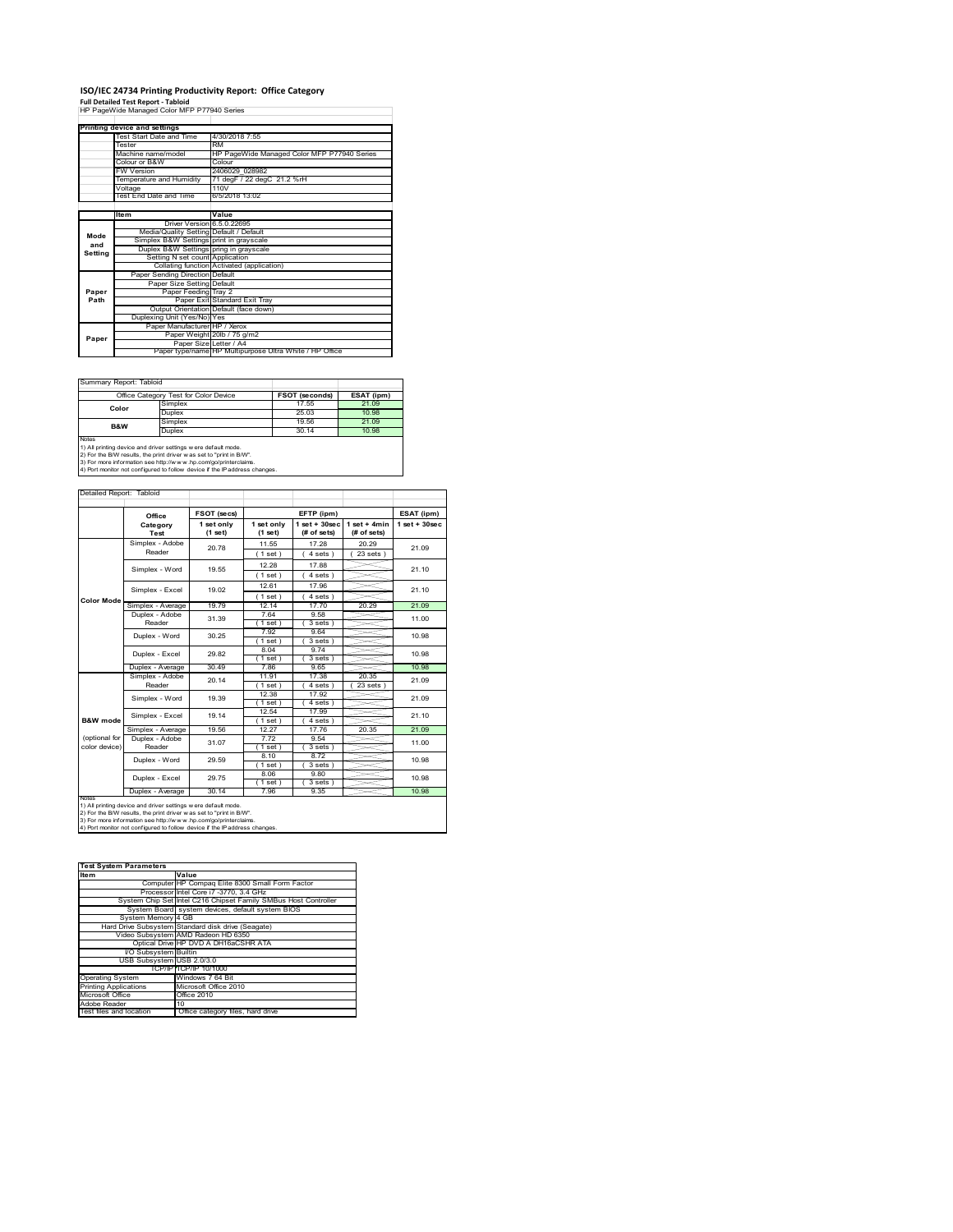# ISO/IEC 24734 Printing Productivity Report: Office Category

**Full Detailed Test Report - Tabloid**

HP PageWide Managed Color MFP P77940 Series

| Printing device and settings | |
|---|---|
| Test Start Date and Time | 4/30/2018 7:55 |
| Tester | RM |
| Machine name/model | HP PageWide Managed Color MFP P77940 Series |
| Colour or B&W | Colour |
| FW Version | 2406029_028982 |
| Temperature and Humidity | 71 degF / 22 degC 21.2 %rH |
| Voltage | 110V |
| Test End Date and Time | 6/5/2018 13:02 |

| | Item | Value |
|---|---|---|
| Mode and Setting | Driver Version | 6.5.0.22695 |
| | Media/Quality Setting | Default / Default |
| | Simplex B&W Settings | print in grayscale |
| | Duplex B&W Settings | pring in grayscale |
| | Setting N set count | Application |
| | Collating function | Activated (application) |
| Paper Path | Paper Sending Direction | Default |
| | Paper Size Setting | Default |
| | Paper Feeding | Tray 2 |
| | Paper Exit | Standard Exit Tray |
| | Output Orientation | Default (face down) |
| | Duplexing Unit (Yes/No) | Yes |
| Paper | Paper Manufacturer | HP / Xerox |
| | Paper Weight | 20lb / 75 g/m2 |
| | Paper Size | Letter / A4 |
| | Paper type/name | HP Multipurpose Ultra White / HP Office |

Summary Report: Tabloid

| Office Category Test for Color Device | | FSOT (seconds) | ESAT (ipm) |
|---|---|---|---|
| Color | Simplex | 17.55 | 21.09 |
| | Duplex | 25.03 | 10.98 |
| B&W | Simplex | 19.56 | 21.09 |
| | Duplex | 30.14 | 10.98 |

Notes
1) All printing device and driver settings were default mode.
2) For the B/W results, the print driver was set to "print in B/W".
3) For more information see http://www.hp.com/go/printerclaims.
4) Port monitor not configured to follow device if the IP address changes.

Detailed Report: Tabloid

| | Office Category Test | FSOT (secs) 1 set only (1 set) | EFTP (ipm) 1 set only (1 set) | EFTP (ipm) 1 set + 30sec (# of sets) | EFTP (ipm) 1 set + 4min (# of sets) | ESAT (ipm) 1 set + 30sec |
|---|---|---|---|---|---|---|
| Color Mode | Simplex - Adobe Reader | 20.78 | 11.55 (1 set) | 17.28 (4 sets) | 20.29 (23 sets) | 21.09 |
| | Simplex - Word | 19.55 | 12.28 (1 set) | 17.88 (4 sets) | | 21.10 |
| | Simplex - Excel | 19.02 | 12.61 (1 set) | 17.96 (4 sets) | | 21.10 |
| | Simplex - Average | 19.79 | 12.14 | 17.70 | 20.29 | 21.09 |
| | Duplex - Adobe Reader | 31.39 | 7.64 (1 set) | 9.58 (3 sets) | | 11.00 |
| | Duplex - Word | 30.25 | 7.92 (1 set) | 9.64 (3 sets) | | 10.98 |
| | Duplex - Excel | 29.82 | 8.04 (1 set) | 9.74 (3 sets) | | 10.98 |
| | Duplex - Average | 30.49 | 7.86 | 9.65 | | 10.98 |
| B&W mode (optional for color device) | Simplex - Adobe Reader | 20.14 | 11.91 (1 set) | 17.38 (4 sets) | 20.35 (23 sets) | 21.09 |
| | Simplex - Word | 19.39 | 12.38 (1 set) | 17.92 (4 sets) | | 21.09 |
| | Simplex - Excel | 19.14 | 12.54 (1 set) | 17.99 (4 sets) | | 21.10 |
| | Simplex - Average | 19.56 | 12.27 | 17.76 | 20.35 | 21.09 |
| | Duplex - Adobe Reader | 31.07 | 7.72 (1 set) | 9.54 (3 sets) | | 11.00 |
| | Duplex - Word | 29.59 | 8.10 (1 set) | 8.72 (3 sets) | | 10.98 |
| | Duplex - Excel | 29.75 | 8.06 (1 set) | 9.80 (3 sets) | | 10.98 |
| | Duplex - Average | 30.14 | 7.96 | 9.35 | | 10.98 |

Notes
1) All printing device and driver settings were default mode.
2) For the B/W results, the print driver was set to "print in B/W".
3) For more information see http://www.hp.com/go/printerclaims.
4) Port monitor not configured to follow device if the IP address changes.

| Test System Parameters | |
|---|---|
| Item | Value |
| Computer | HP Compaq Elite 8300 Small Form Factor |
| Processor | Intel Core i7 -3770, 3.4 GHz |
| System Chip Set | Intel C216 Chipset Family SMBus Host Controller |
| System Board | system devices, default system BIOS |
| System Memory | 4 GB |
| Hard Drive Subsystem | Standard disk drive (Seagate) |
| Video Subsystem | AMD Radeon HD 6350 |
| Optical Drive | HP DVD A DH16aCSHR ATA |
| I/O Subsystem | Builtin |
| USB Subsystem | USB 2.0/3.0 |
| TCP/IP | TCP/IP 10/1000 |
| Operating System | Windows 7 64 Bit |
| Printing Applications | Microsoft Office 2010 |
| Microsoft Office | Office 2010 |
| Adobe Reader | 10 |
| Test files and location | Office category files, hard drive |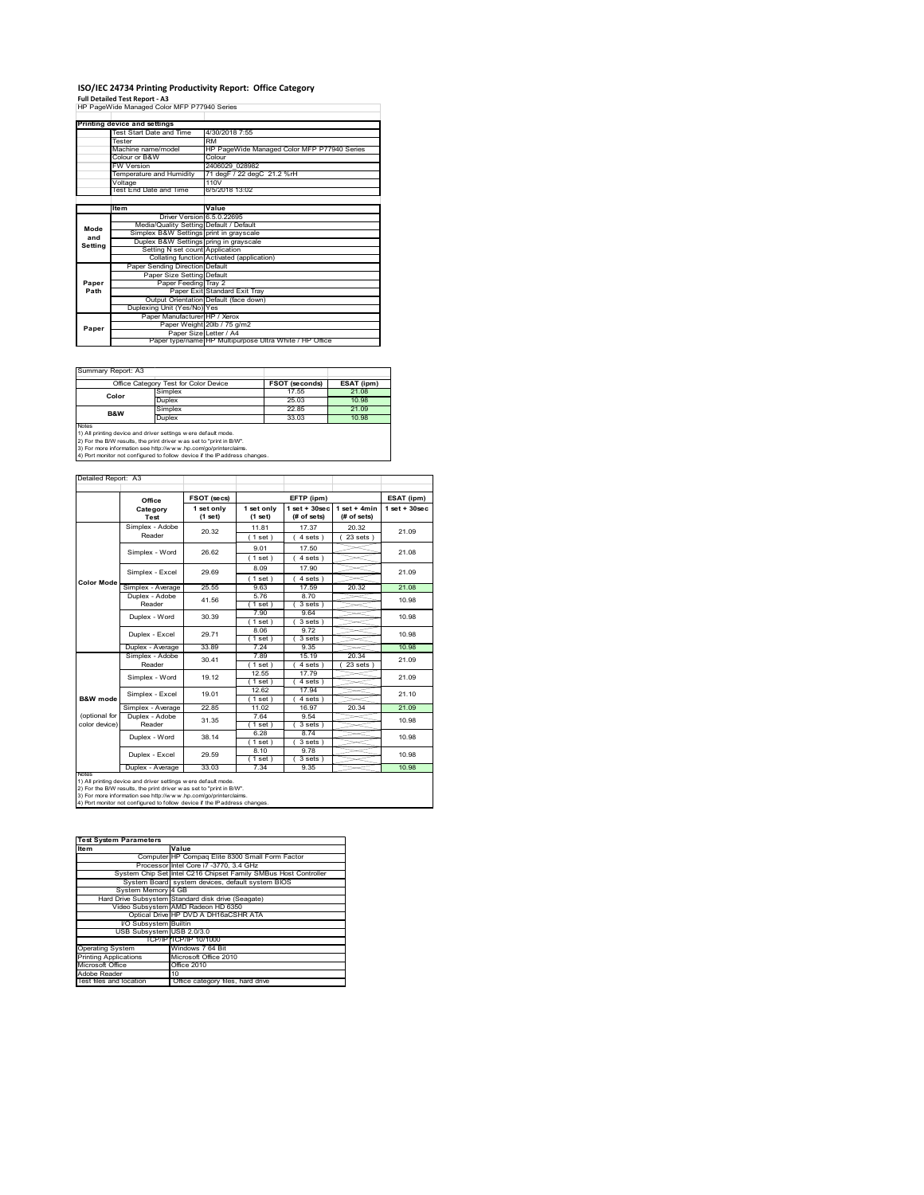# ISO/IEC 24734 Printing Productivity Report: Office Category

**Full Detailed Test Report - A3**

HP PageWide Managed Color MFP P77940 Series

| Printing device and settings | |
|---|---|
| Test Start Date and Time | 4/30/2018 7:55 |
| Tester | RM |
| Machine name/model | HP PageWide Managed Color MFP P77940 Series |
| Colour or B&W | Colour |
| FW Version | 2406029_028982 |
| Temperature and Humidity | 71 degF / 22 degC 21.2 %rH |
| Voltage | 110V |
| Test End Date and Time | 6/5/2018 13:02 |

| | Item | Value |
|---|---|---|
| Mode and Setting | Driver Version | 6.5.0.22695 |
| | Media/Quality Setting | Default / Default |
| | Simplex B&W Settings | print in grayscale |
| | Duplex B&W Settings | pring in grayscale |
| | Setting N set count | Application |
| | Collating function | Activated (application) |
| Paper Path | Paper Sending Direction | Default |
| | Paper Size Setting | Default |
| | Paper Feeding | Tray 2 |
| | Paper Exit | Standard Exit Tray |
| | Output Orientation | Default (face down) |
| | Duplexing Unit (Yes/No) | Yes |
| Paper | Paper Manufacturer | HP / Xerox |
| | Paper Weight | 20lb / 75 g/m2 |
| | Paper Size | Letter / A4 |
| | Paper type/name | HP Multipurpose Ultra White / HP Office |

Summary Report: A3

| Office Category Test for Color Device | | FSOT (seconds) | ESAT (ipm) |
|---|---|---|---|
| Color | Simplex | 17.55 | 21.08 |
| | Duplex | 25.03 | 10.98 |
| B&W | Simplex | 22.85 | 21.09 |
| | Duplex | 33.03 | 10.98 |

Notes
1) All printing device and driver settings were default mode.
2) For the B/W results, the print driver was set to "print in B/W".
3) For more information see http://www.hp.com/go/printerclaims.
4) Port monitor not configured to follow device if the IP address changes.

Detailed Report: A3

| | Office Category Test | FSOT (secs) 1 set only (1 set) | EFTP (ipm) 1 set only (1 set) | EFTP (ipm) 1 set + 30sec (# of sets) | EFTP (ipm) 1 set + 4min (# of sets) | ESAT (ipm) 1 set + 30sec |
|---|---|---|---|---|---|---|
| Color Mode | Simplex - Adobe Reader | 20.32 | 11.81 (1 set) | 17.37 (4 sets) | 20.32 (23 sets) | 21.09 |
| | Simplex - Word | 26.62 | 9.01 (1 set) | 17.50 (4 sets) | | 21.08 |
| | Simplex - Excel | 29.69 | 8.09 (1 set) | 17.90 (4 sets) | | 21.09 |
| | Simplex - Average | 25.55 | 9.63 | 17.59 | 20.32 | 21.08 |
| | Duplex - Adobe Reader | 41.56 | 5.76 (1 set) | 8.70 (3 sets) | | 10.98 |
| | Duplex - Word | 30.39 | 7.90 (1 set) | 9.64 (3 sets) | | 10.98 |
| | Duplex - Excel | 29.71 | 8.06 (1 set) | 9.72 (3 sets) | | 10.98 |
| | Duplex - Average | 33.89 | 7.24 | 9.35 | | 10.98 |
| B&W mode (optional for color device) | Simplex - Adobe Reader | 30.41 | 7.89 (1 set) | 15.19 (4 sets) | 20.34 (23 sets) | 21.09 |
| | Simplex - Word | 19.12 | 12.55 (1 set) | 17.79 (4 sets) | | 21.09 |
| | Simplex - Excel | 19.01 | 12.62 (1 set) | 17.94 (4 sets) | | 21.10 |
| | Simplex - Average | 22.85 | 11.02 | 16.97 | 20.34 | 21.09 |
| | Duplex - Adobe Reader | 31.35 | 7.64 (1 set) | 9.54 (3 sets) | | 10.98 |
| | Duplex - Word | 38.14 | 6.28 (1 set) | 8.74 (3 sets) | | 10.98 |
| | Duplex - Excel | 29.59 | 8.10 (1 set) | 9.78 (3 sets) | | 10.98 |
| | Duplex - Average | 33.03 | 7.34 | 9.35 | | 10.98 |

Notes
1) All printing device and driver settings were default mode.
2) For the B/W results, the print driver was set to "print in B/W".
3) For more information see http://www.hp.com/go/printerclaims.
4) Port monitor not configured to follow device if the IP address changes.

| Test System Parameters | |
|---|---|
| Item | Value |
| Computer | HP Compaq Elite 8300 Small Form Factor |
| Processor | Intel Core i7 -3770, 3.4 GHz |
| System Chip Set | Intel C216 Chipset Family SMBus Host Controller |
| System Board | system devices, default system BIOS |
| System Memory | 4 GB |
| Hard Drive Subsystem | Standard disk drive (Seagate) |
| Video Subsystem | AMD Radeon HD 6350 |
| Optical Drive | HP DVD A DH16aCSHR ATA |
| I/O Subsystem | Builtin |
| USB Subsystem | USB 2.0/3.0 |
| TCP/IP | TCP/IP 10/1000 |
| Operating System | Windows 7 64 Bit |
| Printing Applications | Microsoft Office 2010 |
| Microsoft Office | Office 2010 |
| Adobe Reader | 10 |
| Test files and location | Office category files, hard drive |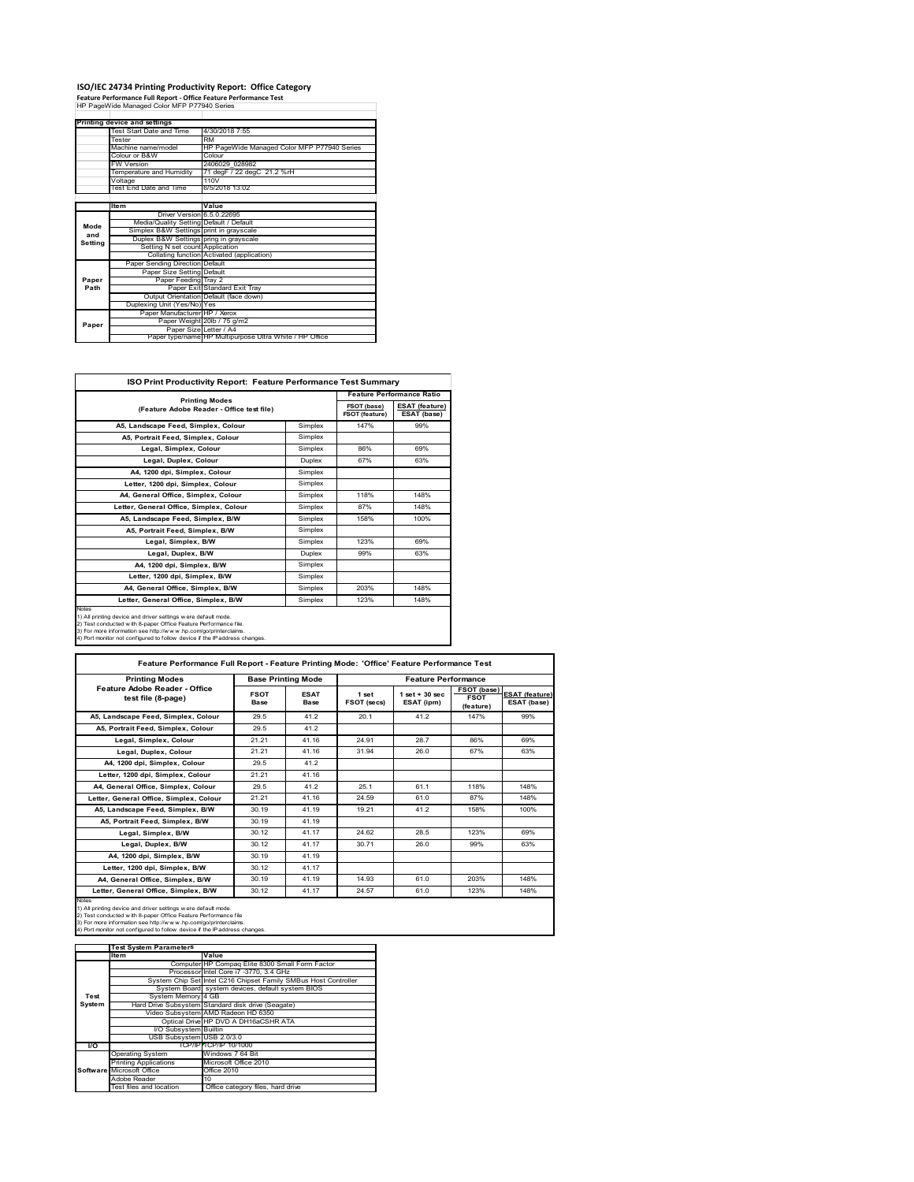# ISO/IEC 24734 Printing Productivity Report: Office Category

**Feature Performance Full Report - Office Feature Performance Test**

HP PageWide Managed Color MFP P77940 Series

| Printing device and settings | |
|---|---|
| Test Start Date and Time | 4/30/2018 7:55 |
| Tester | RM |
| Machine name/model | HP PageWide Managed Color MFP P77940 Series |
| Colour or B&W | Colour |
| FW Version | 2406029_028982 |
| Temperature and Humidity | 71 degF / 22 degC 21.2 %rH |
| Voltage | 110V |
| Test End Date and Time | 6/5/2018 13:02 |

| | Item | Value |
|---|---|---|
| Mode and Setting | Driver Version | 6.5.0.22695 |
| | Media/Quality Setting | Default / Default |
| | Simplex B&W Settings | print in grayscale |
| | Duplex B&W Settings | pring in grayscale |
| | Setting N set count | Application |
| | Collating function | Activated (application) |
| Paper Path | Paper Sending Direction | Default |
| | Paper Size Setting | Default |
| | Paper Feeding | Tray 2 |
| | Paper Exit | Standard Exit Tray |
| | Output Orientation | Default (face down) |
| | Duplexing Unit (Yes/No) | Yes |
| Paper | Paper Manufacturer | HP / Xerox |
| | Paper Weight | 20lb / 75 g/m2 |
| | Paper Size | Letter / A4 |
| | Paper type/name | HP Multipurpose Ultra White / HP Office |

## ISO Print Productivity Report: Feature Performance Test Summary

| Printing Modes (Feature Adobe Reader - Office test file) | | Feature Performance Ratio FSOT (base) / FSOT (feature) | ESAT (feature) / ESAT (base) |
|---|---|---|---|
| A5, Landscape Feed, Simplex, Colour | Simplex | 147% | 99% |
| A5, Portrait Feed, Simplex, Colour | Simplex | | |
| Legal, Simplex, Colour | Simplex | 86% | 69% |
| Legal, Duplex, Colour | Duplex | 67% | 63% |
| A4, 1200 dpi, Simplex, Colour | Simplex | | |
| Letter, 1200 dpi, Simplex, Colour | Simplex | | |
| A4, General Office, Simplex, Colour | Simplex | 118% | 148% |
| Letter, General Office, Simplex, Colour | Simplex | 87% | 148% |
| A5, Landscape Feed, Simplex, B/W | Simplex | 158% | 100% |
| A5, Portrait Feed, Simplex, B/W | Simplex | | |
| Legal, Simplex, B/W | Simplex | 123% | 69% |
| Legal, Duplex, B/W | Duplex | 99% | 63% |
| A4, 1200 dpi, Simplex, B/W | Simplex | | |
| Letter, 1200 dpi, Simplex, B/W | Simplex | | |
| A4, General Office, Simplex, B/W | Simplex | 203% | 148% |
| Letter, General Office, Simplex, B/W | Simplex | 123% | 148% |

Notes
1) All printing device and driver settings were default mode.
2) Test conducted with 8-paper Office Feature Performance file.
3) For more information see http://www.hp.com/go/printerclaims.
4) Port monitor not configured to follow device if the IP address changes.

## Feature Performance Full Report - Feature Printing Mode: 'Office' Feature Performance Test

| Printing Modes Feature Adobe Reader - Office test file (8-page) | Base Printing Mode FSOT Base | ESAT Base | Feature Performance 1 set FSOT (secs) | 1 set + 30 sec ESAT (ipm) | FSOT (base) / FSOT (feature) | ESAT (feature) / ESAT (base) |
|---|---|---|---|---|---|---|
| A5, Landscape Feed, Simplex, Colour | 29.5 | 41.2 | 20.1 | 41.2 | 147% | 99% |
| A5, Portrait Feed, Simplex, Colour | 29.5 | 41.2 | | | | |
| Legal, Simplex, Colour | 21.21 | 41.16 | 24.91 | 28.7 | 86% | 69% |
| Legal, Duplex, Colour | 21.21 | 41.16 | 31.94 | 26.0 | 67% | 63% |
| A4, 1200 dpi, Simplex, Colour | 29.5 | 41.2 | | | | |
| Letter, 1200 dpi, Simplex, Colour | 21.21 | 41.16 | | | | |
| A4, General Office, Simplex, Colour | 29.5 | 41.2 | 25.1 | 61.1 | 118% | 148% |
| Letter, General Office, Simplex, Colour | 21.21 | 41.16 | 24.59 | 61.0 | 87% | 148% |
| A5, Landscape Feed, Simplex, B/W | 30.19 | 41.19 | 19.21 | 41.2 | 158% | 100% |
| A5, Portrait Feed, Simplex, B/W | 30.19 | 41.19 | | | | |
| Legal, Simplex, B/W | 30.12 | 41.17 | 24.62 | 28.5 | 123% | 69% |
| Legal, Duplex, B/W | 30.12 | 41.17 | 30.71 | 26.0 | 99% | 63% |
| A4, 1200 dpi, Simplex, B/W | 30.19 | 41.19 | | | | |
| Letter, 1200 dpi, Simplex, B/W | 30.12 | 41.17 | | | | |
| A4, General Office, Simplex, B/W | 30.19 | 41.19 | 14.93 | 61.0 | 203% | 148% |
| Letter, General Office, Simplex, B/W | 30.12 | 41.17 | 24.57 | 61.0 | 123% | 148% |

Notes
1) All printing device and driver settings were default mode.
2) Test conducted with 8-paper Office Feature Performance file
3) For more information see http://www.hp.com/go/printerclaims.
4) Port monitor not configured to follow device if the IP address changes.

| | Test System Parameters Item | Value |
|---|---|---|
| Test System | Computer | HP Compaq Elite 8300 Small Form Factor |
| | Processor | Intel Core i7 -3770, 3.4 GHz |
| | System Chip Set | Intel C216 Chipset Family SMBus Host Controller |
| | System Board | system devices, default system BIOS |
| | System Memory | 4 GB |
| | Hard Drive Subsystem | Standard disk drive (Seagate) |
| | Video Subsystem | AMD Radeon HD 6350 |
| | Optical Drive | HP DVD A DH16aCSHR ATA |
| | I/O Subsystem | Builtin |
| | USB Subsystem | USB 2.0/3.0 |
| I/O | TCP/IP | TCP/IP 10/1000 |
| Software | Operating System | Windows 7 64 Bit |
| | Printing Applications | Microsoft Office 2010 |
| | Microsoft Office | Office 2010 |
| | Adobe Reader | 10 |
| | Test files and location | Office category files, hard drive |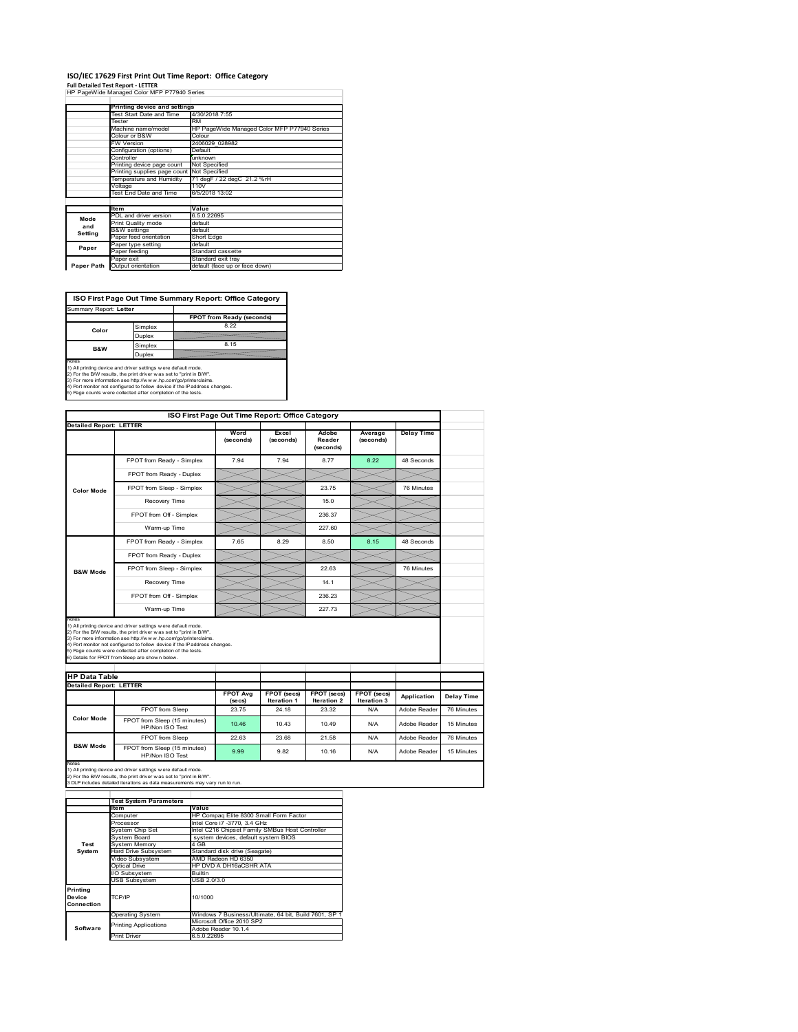# ISO/IEC 17629 First Print Out Time Report: Office Category

**Full Detailed Test Report - LETTER**

HP PageWide Managed Color MFP P77940 Series

| | Printing device and settings | |
|---|---|---|
| | Test Start Date and Time | 4/30/2018 7:55 |
| | Tester | RM |
| | Machine name/model | HP PageWide Managed Color MFP P77940 Series |
| | Colour or B&W | Colour |
| | FW Version | 2406029_028982 |
| | Configuration (options) | Default |
| | Controller | unknown |
| | Printing device page count | Not Specified |
| | Printing supplies page count | Not Specified |
| | Temperature and Humidity | 71 degF / 22 degC 21.2 %rH |
| | Voltage | 110V |
| | Test End Date and Time | 6/5/2018 13:02 |

| | Item | Value |
|---|---|---|
| Mode and Setting | PDL and driver version | 6.5.0.22695 |
| | Print Quality mode | default |
| | B&W settings | default |
| | Paper feed orientation | Short Edge |
| Paper | Paper type setting | default |
| | Paper feeding | Standard cassette |
| | Paper exit | Standard exit tray |
| Paper Path | Output orientation | default (face up or face down) |

## ISO First Page Out Time Summary Report: Office Category

Summary Report: **Letter**

| | | FPOT from Ready (seconds) |
|---|---|---|
| Color | Simplex | 8.22 |
| | Duplex | |
| B&W | Simplex | 8.15 |
| | Duplex | |

Notes
1) All printing device and driver settings were default mode.
2) For the B/W results, the print driver was set to "print in B/W".
3) For more information see http://www.hp.com/go/printerclaims.
4) Port monitor not configured to follow device if the IP address changes.
5) Page counts were collected after completion of the tests.

## ISO First Page Out Time Report: Office Category

**Detailed Report: LETTER**

| | | Word (seconds) | Excel (seconds) | Adobe Reader (seconds) | Average (seconds) | Delay Time |
|---|---|---|---|---|---|---|
| Color Mode | FPOT from Ready - Simplex | 7.94 | 7.94 | 8.77 | 8.22 | 48 Seconds |
| | FPOT from Ready - Duplex | | | | | |
| | FPOT from Sleep - Simplex | | | 23.75 | | 76 Minutes |
| | Recovery Time | | | 15.0 | | |
| | FPOT from Off - Simplex | | | 236.37 | | |
| | Warm-up Time | | | 227.60 | | |
| B&W Mode | FPOT from Ready - Simplex | 7.65 | 8.29 | 8.50 | 8.15 | 48 Seconds |
| | FPOT from Ready - Duplex | | | | | |
| | FPOT from Sleep - Simplex | | | 22.63 | | 76 Minutes |
| | Recovery Time | | | 14.1 | | |
| | FPOT from Off - Simplex | | | 236.23 | | |
| | Warm-up Time | | | 227.73 | | |

Notes
1) All printing device and driver settings were default mode.
2) For the B/W results, the print driver was set to "print in B/W".
3) For more information see http://www.hp.com/go/printerclaims.
4) Port monitor not configured to follow device if the IP address changes.
5) Page counts were collected after completion of the tests.
6) Details for FPOT from Sleep are shown below.

## HP Data Table

**Detailed Report: LETTER**

| | | FPOT Avg (secs) | FPOT (secs) Iteration 1 | FPOT (secs) Iteration 2 | FPOT (secs) Iteration 3 | Application | Delay Time |
|---|---|---|---|---|---|---|---|
| Color Mode | FPOT from Sleep | 23.75 | 24.18 | 23.32 | N/A | Adobe Reader | 76 Minutes |
| | FPOT from Sleep (15 minutes) HP/Non ISO Test | 10.46 | 10.43 | 10.49 | N/A | Adobe Reader | 15 Minutes |
| B&W Mode | FPOT from Sleep | 22.63 | 23.68 | 21.58 | N/A | Adobe Reader | 76 Minutes |
| | FPOT from Sleep (15 minutes) HP/Non ISO Test | 9.99 | 9.82 | 10.16 | N/A | Adobe Reader | 15 Minutes |

Notes
1) All printing device and driver settings were default mode.
2) For the B/W results, the print driver was set to "print in B/W".
3 DLP includes detailed iterations as data measurements may vary run to run.

| | Test System Parameters | |
|---|---|---|
| | Item | Value |
| Test System | Computer | HP Compaq Elite 8300 Small Form Factor |
| | Processor | Intel Core i7 -3770, 3.4 GHz |
| | System Chip Set | Intel C216 Chipset Family SMBus Host Controller |
| | System Board | system devices, default system BIOS |
| | System Memory | 4 GB |
| | Hard Drive Subsystem | Standard disk drive (Seagate) |
| | Video Subsystem | AMD Radeon HD 6350 |
| | Optical Drive | HP DVD A DH16aCSHR ATA |
| | I/O Subsystem | Builtin |
| | USB Subsystem | USB 2.0/3.0 |
| Printing Device Connection | TCP/IP | 10/1000 |
| Software | Operating System | Windows 7 Business/Ultimate, 64 bit, Build 7601, SP 1 |
| | Printing Applications | Microsoft Office 2010 SP2 |
| | | Adobe Reader 10.1.4 |
| | Print Driver | 6.5.0.22695 |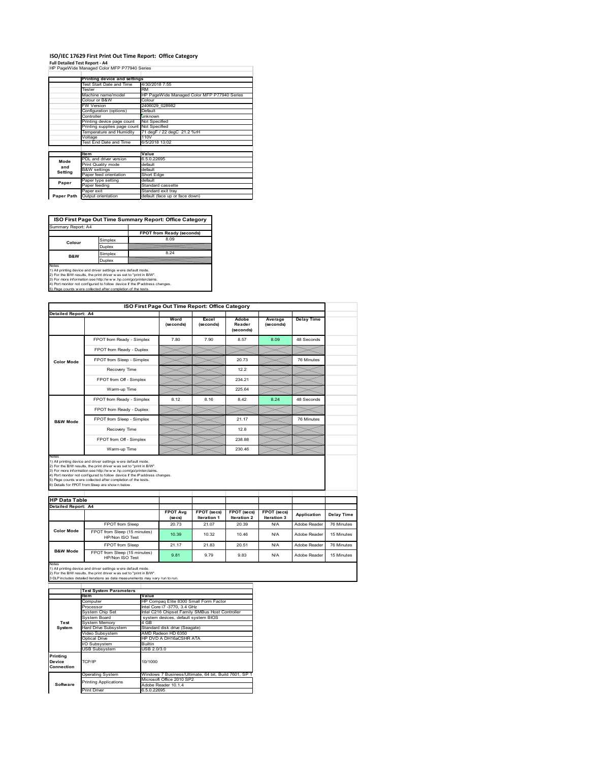# ISO/IEC 17629 First Print Out Time Report: Office Category

**Full Detailed Test Report - A4**

HP PageWide Managed Color MFP P77940 Series

| | Printing device and settings | |
|---|---|---|
| | Test Start Date and Time | 4/30/2018 7:55 |
| | Tester | RM |
| | Machine name/model | HP PageWide Managed Color MFP P77940 Series |
| | Colour or B&W | Colour |
| | FW Version | 2406029_028982 |
| | Configuration (options) | Default |
| | Controller | unknown |
| | Printing device page count | Not Specified |
| | Printing supplies page count | Not Specified |
| | Temperature and Humidity | 71 degF / 22 degC 21.2 %rH |
| | Voltage | 110V |
| | Test End Date and Time | 6/5/2018 13:02 |

| | Item | Value |
|---|---|---|
| Mode and Setting | PDL and driver version | 6.5.0.22695 |
| | Print Quality mode | default |
| | B&W settings | default |
| | Paper feed orientation | Short Edge |
| Paper | Paper type setting | default |
| | Paper feeding | Standard cassette |
| | Paper exit | Standard exit tray |
| Paper Path | Output orientation | default (face up or face down) |

## ISO First Page Out Time Summary Report: Office Category

Summary Report: A4

| | | FPOT from Ready (seconds) |
|---|---|---|
| Colour | Simplex | 8.09 |
| | Duplex | |
| B&W | Simplex | 8.24 |
| | Duplex | |

Notes
1) All printing device and driver settings were default mode.
2) For the B/W results, the print driver was set to "print in B/W".
3) For more information see http://www.hp.com/go/printerclaims.
4) Port monitor not configured to follow device if the IP address changes.
5) Page counts were collected after completion of the tests.

## ISO First Page Out Time Report: Office Category

Detailed Report: A4

| | | Word (seconds) | Excel (seconds) | Adobe Reader (seconds) | Average (seconds) | Delay Time |
|---|---|---|---|---|---|---|
| Color Mode | FPOT from Ready - Simplex | 7.80 | 7.90 | 8.57 | 8.09 | 48 Seconds |
| | FPOT from Ready - Duplex | | | | | |
| | FPOT from Sleep - Simplex | | | 20.73 | | 76 Minutes |
| | Recovery Time | | | 12.2 | | |
| | FPOT from Off - Simplex | | | 234.21 | | |
| | Warm-up Time | | | 225.64 | | |
| B&W Mode | FPOT from Ready - Simplex | 8.12 | 8.16 | 8.42 | 8.24 | 48 Seconds |
| | FPOT from Ready - Duplex | | | | | |
| | FPOT from Sleep - Simplex | | | 21.17 | | 76 Minutes |
| | Recovery Time | | | 12.8 | | |
| | FPOT from Off - Simplex | | | 238.88 | | |
| | Warm-up Time | | | 230.46 | | |

Notes
1) All printing device and driver settings were default mode.
2) For the B/W results, the print driver was set to "print in B/W".
3) For more information see http://www.hp.com/go/printerclaims.
4) Port monitor not configured to follow device if the IP address changes.
5) Page counts were collected after completion of the tests.
6) Details for FPOT from Sleep are shown below.

## HP Data Table

Detailed Report: A4

| | | FPOT Avg (secs) | FPOT (secs) Iteration 1 | FPOT (secs) Iteration 2 | FPOT (secs) Iteration 3 | Application | Delay Time |
|---|---|---|---|---|---|---|---|
| Color Mode | FPOT from Sleep | 20.73 | 21.07 | 20.39 | N/A | Adobe Reader | 76 Minutes |
| | FPOT from Sleep (15 minutes) HP/Non ISO Test | 10.39 | 10.32 | 10.46 | N/A | Adobe Reader | 15 Minutes |
| B&W Mode | FPOT from Sleep | 21.17 | 21.83 | 20.51 | N/A | Adobe Reader | 76 Minutes |
| | FPOT from Sleep (15 minutes) HP/Non ISO Test | 9.81 | 9.79 | 9.83 | N/A | Adobe Reader | 15 Minutes |

Notes
1) All printing device and driver settings were default mode.
2) For the B/W results, the print driver was set to "print in B/W".
3 DLP includes detailed iterations as data measurements may vary run to run.

| | Test System Parameters | |
|---|---|---|
| | Item | Value |
| Test System | Computer | HP Compaq Elite 8300 Small Form Factor |
| | Processor | Intel Core i7 -3770, 3.4 GHz |
| | System Chip Set | Intel C216 Chipset Family SMBus Host Controller |
| | System Board | system devices, default system BIOS |
| | System Memory | 4 GB |
| | Hard Drive Subsystem | Standard disk drive (Seagate) |
| | Video Subsystem | AMD Radeon HD 6350 |
| | Optical Drive | HP DVD A DH16aCSHR ATA |
| | I/O Subsystem | Builtin |
| | USB Subsystem | USB 2.0/3.0 |
| Printing Device Connection | TCP/IP | 10/1000 |
| Software | Operating System | Windows 7 Business/Ultimate, 64 bit, Build 7601, SP 1 |
| | Printing Applications | Microsoft Office 2010 SP2<br>Adobe Reader 10.1.4 |
| | Print Driver | 6.5.0.22695 |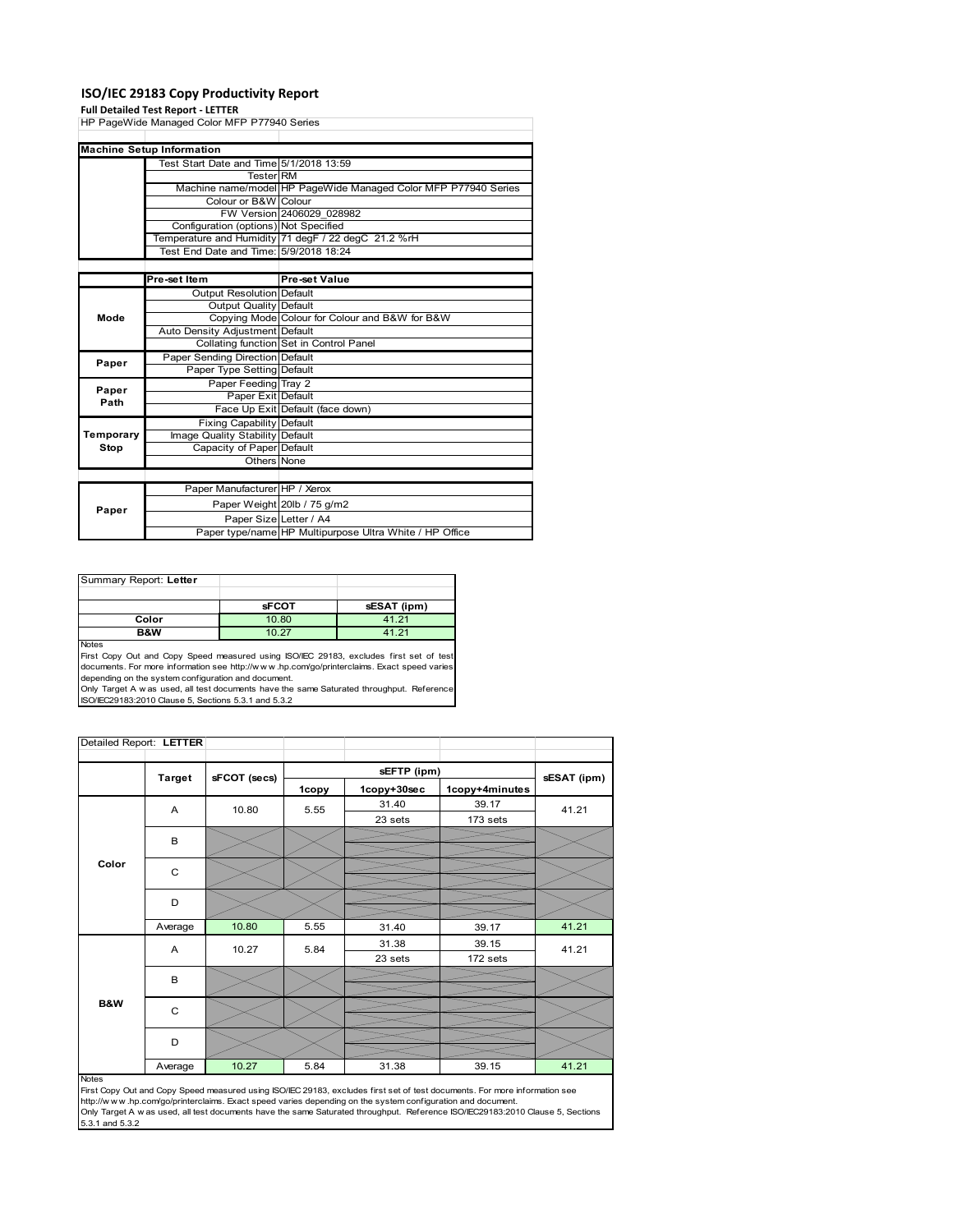# ISO/IEC 29183 Copy Productivity Report

**Full Detailed Test Report - LETTER**

HP PageWide Managed Color MFP P77940 Series

| Machine Setup Information | | |
|---|---|---|
| | Test Start Date and Time | 5/1/2018 13:59 |
| | Tester | RM |
| | Machine name/model | HP PageWide Managed Color MFP P77940 Series |
| | Colour or B&W | Colour |
| | FW Version | 2406029_028982 |
| | Configuration (options) | Not Specified |
| | Temperature and Humidity | 71 degF / 22 degC 21.2 %rH |
| | Test End Date and Time: | 5/9/2018 18:24 |

| | Pre-set Item | Pre-set Value |
|---|---|---|
| Mode | Output Resolution | Default |
| | Output Quality | Default |
| | Copying Mode | Colour for Colour and B&W for B&W |
| | Auto Density Adjustment | Default |
| | Collating function | Set in Control Panel |
| Paper | Paper Sending Direction | Default |
| | Paper Type Setting | Default |
| Paper Path | Paper Feeding | Tray 2 |
| | Paper Exit | Default |
| | Face Up Exit | Default (face down) |
| Temporary Stop | Fixing Capability | Default |
| | Image Quality Stability | Default |
| | Capacity of Paper | Default |
| | Others | None |

| | | |
|---|---|---|
| Paper | Paper Manufacturer | HP / Xerox |
| | Paper Weight | 20lb / 75 g/m2 |
| | Paper Size | Letter / A4 |
| | Paper type/name | HP Multipurpose Ultra White / HP Office |

Summary Report: **Letter**

| | sFCOT | sESAT (ipm) |
|---|---|---|
| Color | 10.80 | 41.21 |
| B&W | 10.27 | 41.21 |

Notes
First Copy Out and Copy Speed measured using ISO/IEC 29183, excludes first set of test documents. For more information see http://www.hp.com/go/printerclaims. Exact speed varies depending on the system configuration and document.
Only Target A was used, all test documents have the same Saturated throughput. Reference ISO/IEC29183:2010 Clause 5, Sections 5.3.1 and 5.3.2

Detailed Report: **LETTER**

| | Target | sFCOT (secs) | sEFTP (ipm) 1copy | sEFTP (ipm) 1copy+30sec | sEFTP (ipm) 1copy+4minutes | sESAT (ipm) |
|---|---|---|---|---|---|---|
| Color | A | 10.80 | 5.55 | 31.40<br>23 sets | 39.17<br>173 sets | 41.21 |
| | B | | | | | |
| | C | | | | | |
| | D | | | | | |
| | Average | 10.80 | 5.55 | 31.40 | 39.17 | 41.21 |
| B&W | A | 10.27 | 5.84 | 31.38<br>23 sets | 39.15<br>172 sets | 41.21 |
| | B | | | | | |
| | C | | | | | |
| | D | | | | | |
| | Average | 10.27 | 5.84 | 31.38 | 39.15 | 41.21 |

Notes
First Copy Out and Copy Speed measured using ISO/IEC 29183, excludes first set of test documents. For more information see http://www.hp.com/go/printerclaims. Exact speed varies depending on the system configuration and document.
Only Target A was used, all test documents have the same Saturated throughput. Reference ISO/IEC29183:2010 Clause 5, Sections 5.3.1 and 5.3.2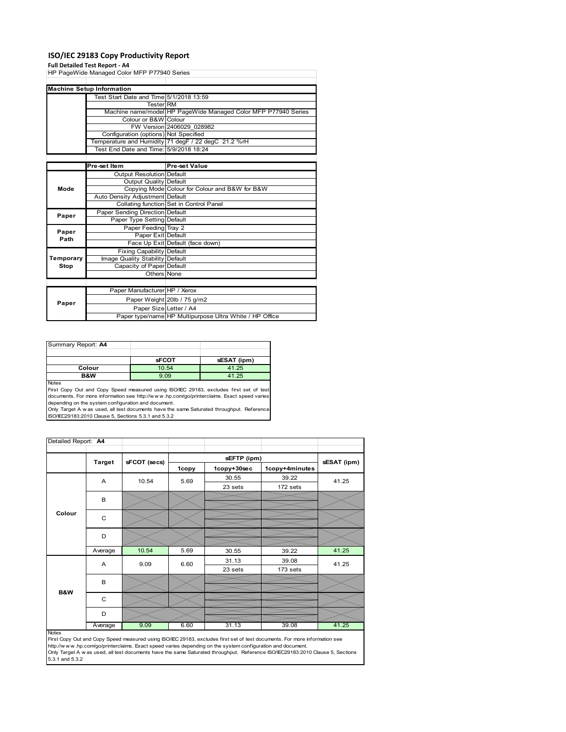# ISO/IEC 29183 Copy Productivity Report

**Full Detailed Test Report - A4**

HP PageWide Managed Color MFP P77940 Series

| Machine Setup Information | | |
|---|---|---|
| | Test Start Date and Time | 5/1/2018 13:59 |
| | Tester | RM |
| | Machine name/model | HP PageWide Managed Color MFP P77940 Series |
| | Colour or B&W | Colour |
| | FW Version | 2406029_028982 |
| | Configuration (options) | Not Specified |
| | Temperature and Humidity | 71 degF / 22 degC 21.2 %rH |
| | Test End Date and Time: | 5/9/2018 18:24 |

| | Pre-set Item | Pre-set Value |
|---|---|---|
| Mode | Output Resolution | Default |
| | Output Quality | Default |
| | Copying Mode | Colour for Colour and B&W for B&W |
| | Auto Density Adjustment | Default |
| | Collating function | Set in Control Panel |
| Paper | Paper Sending Direction | Default |
| | Paper Type Setting | Default |
| Paper Path | Paper Feeding | Tray 2 |
| | Paper Exit | Default |
| | Face Up Exit | Default (face down) |
| Temporary Stop | Fixing Capability | Default |
| | Image Quality Stability | Default |
| | Capacity of Paper | Default |
| | Others | None |

| | | |
|---|---|---|
| Paper | Paper Manufacturer | HP / Xerox |
| | Paper Weight | 20lb / 75 g/m2 |
| | Paper Size | Letter / A4 |
| | Paper type/name | HP Multipurpose Ultra White / HP Office |

**Summary Report: A4**

| | sFCOT | sESAT (ipm) |
|---|---|---|
| Colour | 10.54 | 41.25 |
| B&W | 9.09 | 41.25 |

Notes
First Copy Out and Copy Speed measured using ISO/IEC 29183, excludes first set of test documents. For more information see http://www.hp.com/go/printerclaims. Exact speed varies depending on the system configuration and document.
Only Target A was used, all test documents have the same Saturated throughput. Reference ISO/IEC29183:2010 Clause 5, Sections 5.3.1 and 5.3.2

**Detailed Report: A4**

| | Target | sFCOT (secs) | sEFTP (ipm) 1copy | sEFTP (ipm) 1copy+30sec | sEFTP (ipm) 1copy+4minutes | sESAT (ipm) |
|---|---|---|---|---|---|---|
| Colour | A | 10.54 | 5.69 | 30.55<br>23 sets | 39.22<br>172 sets | 41.25 |
| | B | | | | | |
| | C | | | | | |
| | D | | | | | |
| | Average | 10.54 | 5.69 | 30.55 | 39.22 | 41.25 |
| B&W | A | 9.09 | 6.60 | 31.13<br>23 sets | 39.08<br>173 sets | 41.25 |
| | B | | | | | |
| | C | | | | | |
| | D | | | | | |
| | Average | 9.09 | 6.60 | 31.13 | 39.08 | 41.25 |

Notes
First Copy Out and Copy Speed measured using ISO/IEC 29183, excludes first set of test documents. For more information see http://www.hp.com/go/printerclaims. Exact speed varies depending on the system configuration and document.
Only Target A was used, all test documents have the same Saturated throughput. Reference ISO/IEC29183:2010 Clause 5, Sections 5.3.1 and 5.3.2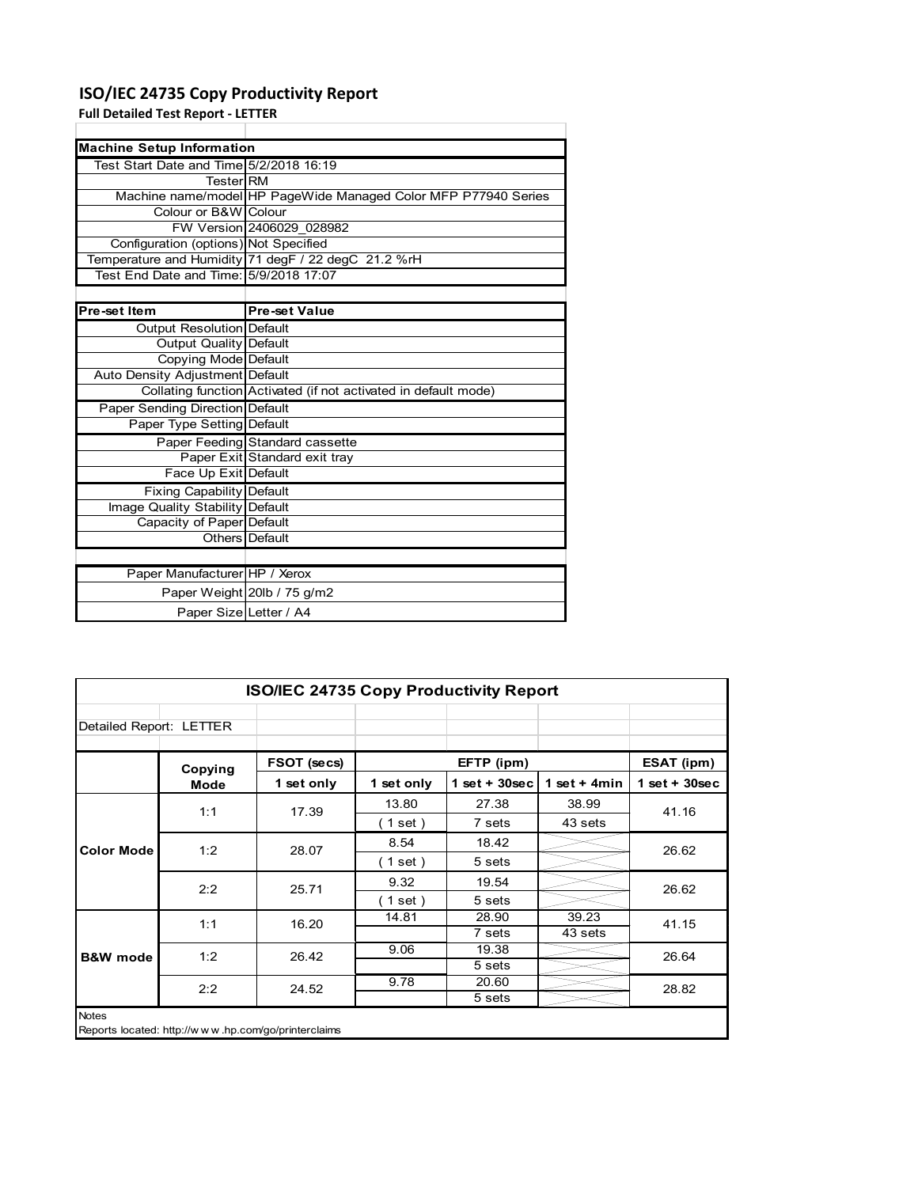# ISO/IEC 24735 Copy Productivity Report

**Full Detailed Test Report - LETTER**

| Machine Setup Information | |
|---|---|
| Test Start Date and Time | 5/2/2018 16:19 |
| Tester | RM |
| Machine name/model | HP PageWide Managed Color MFP P77940 Series |
| Colour or B&W | Colour |
| FW Version | 2406029_028982 |
| Configuration (options) | Not Specified |
| Temperature and Humidity | 71 degF / 22 degC 21.2 %rH |
| Test End Date and Time: | 5/9/2018 17:07 |

| Pre-set Item | Pre-set Value |
|---|---|
| Output Resolution | Default |
| Output Quality | Default |
| Copying Mode | Default |
| Auto Density Adjustment | Default |
| Collating function | Activated (if not activated in default mode) |
| Paper Sending Direction | Default |
| Paper Type Setting | Default |
| Paper Feeding | Standard cassette |
| Paper Exit | Standard exit tray |
| Face Up Exit | Default |
| Fixing Capability | Default |
| Image Quality Stability | Default |
| Capacity of Paper | Default |
| Others | Default |

| | |
|---|---|
| Paper Manufacturer | HP / Xerox |
| Paper Weight | 20lb / 75 g/m2 |
| Paper Size | Letter / A4 |

**ISO/IEC 24735 Copy Productivity Report**

Detailed Report: LETTER

| | Copying Mode | FSOT (secs) | EFTP (ipm) | | | ESAT (ipm) |
|---|---|---|---|---|---|---|
| | | 1 set only | 1 set only | 1 set + 30sec | 1 set + 4min | 1 set + 30sec |
| Color Mode | 1:1 | 17.39 | 13.80 | 27.38 | 38.99 | 41.16 |
| | | | ( 1 set ) | 7 sets | 43 sets | |
| | 1:2 | 28.07 | 8.54 | 18.42 | | 26.62 |
| | | | ( 1 set ) | 5 sets | | |
| | 2:2 | 25.71 | 9.32 | 19.54 | | 26.62 |
| | | | ( 1 set ) | 5 sets | | |
| B&W mode | 1:1 | 16.20 | 14.81 | 28.90 | 39.23 | 41.15 |
| | | | | 7 sets | 43 sets | |
| | 1:2 | 26.42 | 9.06 | 19.38 | | 26.64 |
| | | | | 5 sets | | |
| | 2:2 | 24.52 | 9.78 | 20.60 | | 28.82 |
| | | | | 5 sets | | |

Notes

Reports located: http://www.hp.com/go/printerclaims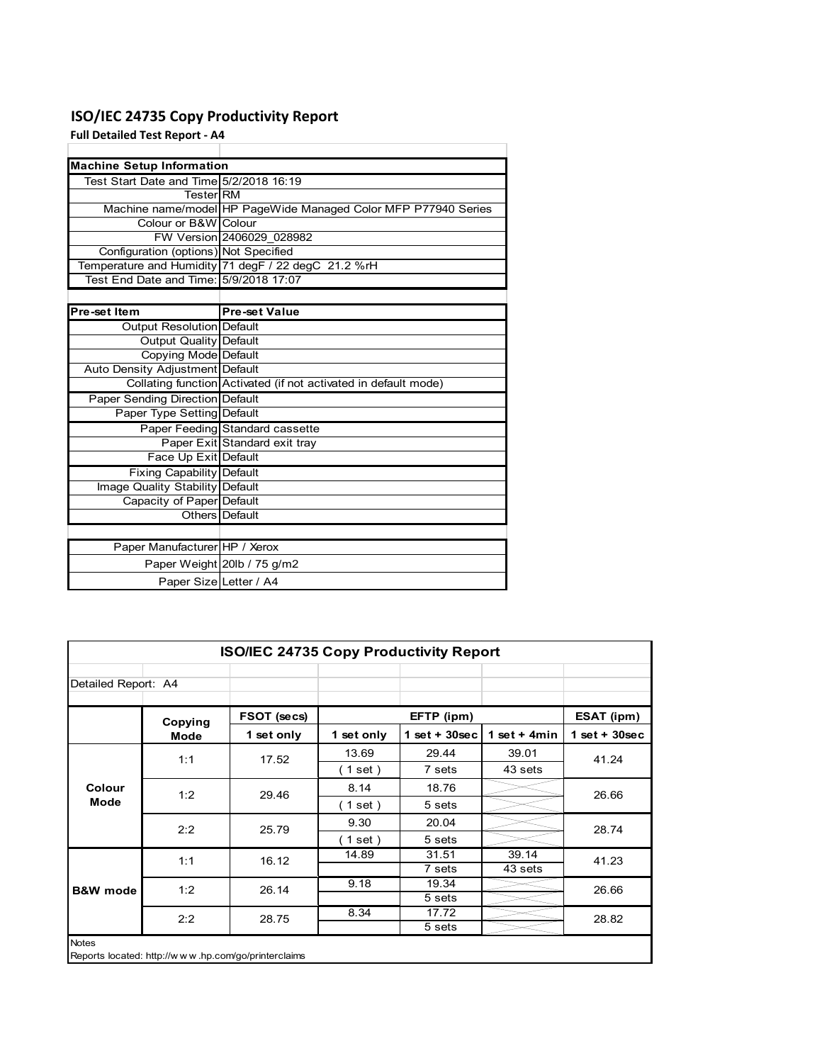# ISO/IEC 24735 Copy Productivity Report

**Full Detailed Test Report - A4**

| Machine Setup Information | |
|---|---|
| Test Start Date and Time | 5/2/2018 16:19 |
| Tester | RM |
| Machine name/model | HP PageWide Managed Color MFP P77940 Series |
| Colour or B&W | Colour |
| FW Version | 2406029_028982 |
| Configuration (options) | Not Specified |
| Temperature and Humidity | 71 degF / 22 degC 21.2 %rH |
| Test End Date and Time: | 5/9/2018 17:07 |

| Pre-set Item | Pre-set Value |
|---|---|
| Output Resolution | Default |
| Output Quality | Default |
| Copying Mode | Default |
| Auto Density Adjustment | Default |
| Collating function | Activated (if not activated in default mode) |
| Paper Sending Direction | Default |
| Paper Type Setting | Default |
| Paper Feeding | Standard cassette |
| Paper Exit | Standard exit tray |
| Face Up Exit | Default |
| Fixing Capability | Default |
| Image Quality Stability | Default |
| Capacity of Paper | Default |
| Others | Default |

| | |
|---|---|
| Paper Manufacturer | HP / Xerox |
| Paper Weight | 20lb / 75 g/m2 |
| Paper Size | Letter / A4 |

**ISO/IEC 24735 Copy Productivity Report**

Detailed Report: A4

| | Copying Mode | FSOT (secs) | EFTP (ipm) | | | ESAT (ipm) |
|---|---|---|---|---|---|---|
| | | 1 set only | 1 set only | 1 set + 30sec | 1 set + 4min | 1 set + 30sec |
| Colour Mode | 1:1 | 17.52 | 13.69 | 29.44 | 39.01 | 41.24 |
| | | | ( 1 set ) | 7 sets | 43 sets | |
| | 1:2 | 29.46 | 8.14 | 18.76 | | 26.66 |
| | | | ( 1 set ) | 5 sets | | |
| | 2:2 | 25.79 | 9.30 | 20.04 | | 28.74 |
| | | | ( 1 set ) | 5 sets | | |
| B&W mode | 1:1 | 16.12 | 14.89 | 31.51 | 39.14 | 41.23 |
| | | | | 7 sets | 43 sets | |
| | 1:2 | 26.14 | 9.18 | 19.34 | | 26.66 |
| | | | | 5 sets | | |
| | 2:2 | 28.75 | 8.34 | 17.72 | | 28.82 |
| | | | | 5 sets | | |

Notes

Reports located: http://www.hp.com/go/printerclaims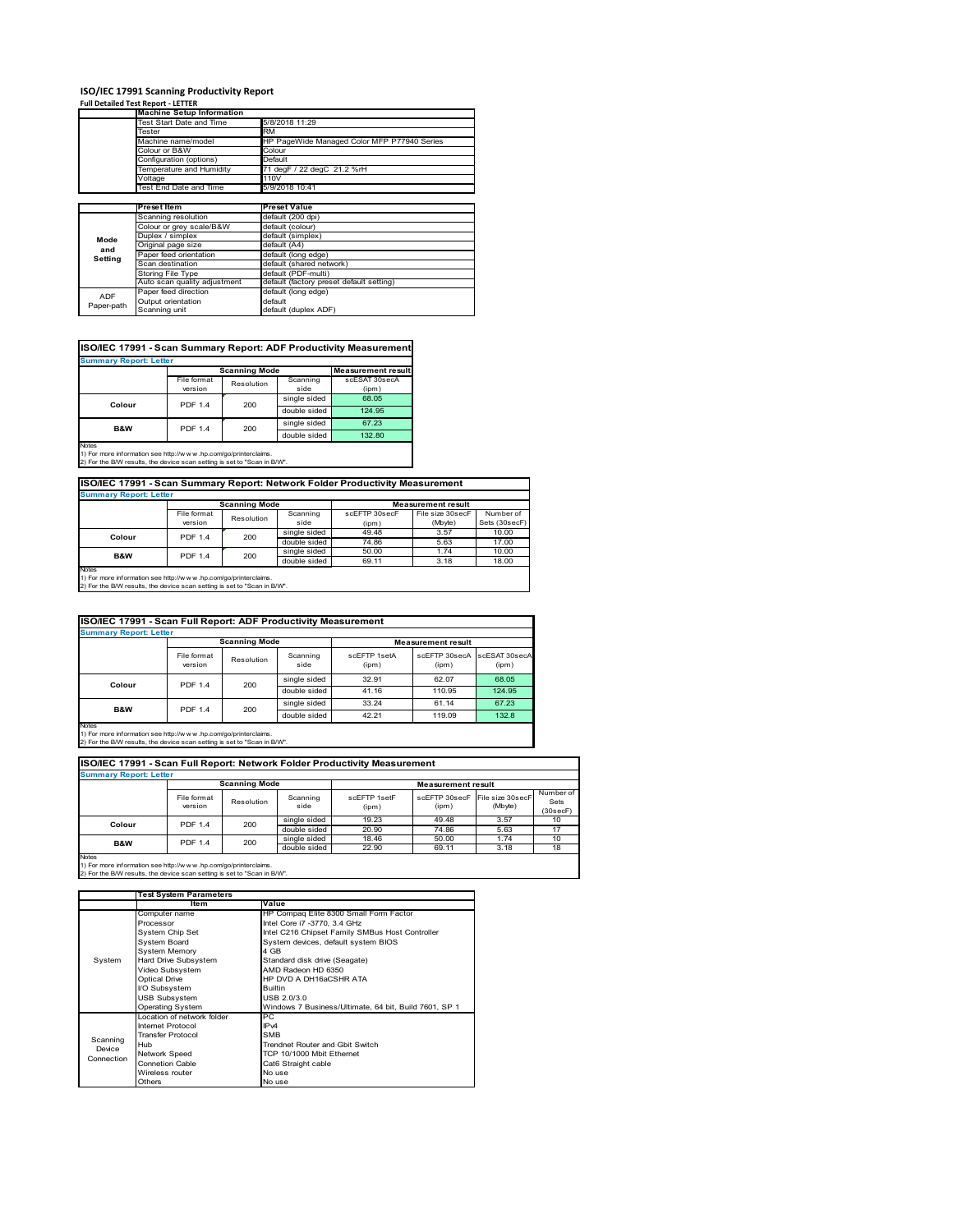# ISO/IEC 17991 Scanning Productivity Report

**Full Detailed Test Report - LETTER**

| | Machine Setup Information | |
|---|---|---|
| | Test Start Date and Time | 5/8/2018 11:29 |
| | Tester | RM |
| | Machine name/model | HP PageWide Managed Color MFP P77940 Series |
| | Colour or B&W | Colour |
| | Configuration (options) | Default |
| | Temperature and Humidity | 71 degF / 22 degC 21.2 %rH |
| | Voltage | 110V |
| | Test End Date and Time | 5/9/2018 10:41 |

| | Preset Item | Preset Value |
|---|---|---|
| Mode and Setting | Scanning resolution | default (200 dpi) |
| | Colour or grey scale/B&W | default (colour) |
| | Duplex / simplex | default (simplex) |
| | Original page size | default (A4) |
| | Paper feed orientation | default (long edge) |
| | Scan destination | default (shared network) |
| | Storing File Type | default (PDF-multi) |
| | Auto scan quality adjustment | default (factory preset default setting) |
| ADF Paper-path | Paper feed direction | default (long edge) |
| | Output orientation | default |
| | Scanning unit | default (duplex ADF) |

## ISO/IEC 17991 - Scan Summary Report: ADF Productivity Measurement

**Summary Report: Letter**

| | Scanning Mode | | | Measurement result |
|---|---|---|---|---|
| | File format version | Resolution | Scanning side | scESAT 30secA (ipm) |
| Colour | PDF 1.4 | 200 | single sided | 68.05 |
| | | | double sided | 124.95 |
| B&W | PDF 1.4 | 200 | single sided | 67.23 |
| | | | double sided | 132.80 |

Notes
1) For more information see http://w w w .hp.com/go/printerclaims.
2) For the B/W results, the device scan setting is set to "Scan in B/W".

## ISO/IEC 17991 - Scan Summary Report: Network Folder Productivity Measurement

**Summary Report: Letter**

| | Scanning Mode | | | Measurement result | | |
|---|---|---|---|---|---|---|
| | File format version | Resolution | Scanning side | scEFTP 30secF (ipm) | File size 30secF (Mbyte) | Number of Sets (30secF) |
| Colour | PDF 1.4 | 200 | single sided | 49.48 | 3.57 | 10.00 |
| | | | double sided | 74.86 | 5.63 | 17.00 |
| B&W | PDF 1.4 | 200 | single sided | 50.00 | 1.74 | 10.00 |
| | | | double sided | 69.11 | 3.18 | 18.00 |

Notes
1) For more information see http://w w w .hp.com/go/printerclaims.
2) For the B/W results, the device scan setting is set to "Scan in B/W".

## ISO/IEC 17991 - Scan Full Report: ADF Productivity Measurement

**Summary Report: Letter**

| | Scanning Mode | | | Measurement result | | |
|---|---|---|---|---|---|---|
| | File format version | Resolution | Scanning side | scEFTP 1setA (ipm) | scEFTP 30secA (ipm) | scESAT 30secA (ipm) |
| Colour | PDF 1.4 | 200 | single sided | 32.91 | 62.07 | 68.05 |
| | | | double sided | 41.16 | 110.95 | 124.95 |
| B&W | PDF 1.4 | 200 | single sided | 33.24 | 61.14 | 67.23 |
| | | | double sided | 42.21 | 119.09 | 132.8 |

Notes
1) For more information see http://w w w .hp.com/go/printerclaims.
2) For the B/W results, the device scan setting is set to "Scan in B/W".

## ISO/IEC 17991 - Scan Full Report: Network Folder Productivity Measurement

**Summary Report: Letter**

| | Scanning Mode | | | Measurement result | | | |
|---|---|---|---|---|---|---|---|
| | File format version | Resolution | Scanning side | scEFTP 1setF (ipm) | scEFTP 30secF (ipm) | File size 30secF (Mbyte) | Number of Sets (30secF) |
| Colour | PDF 1.4 | 200 | single sided | 19.23 | 49.48 | 3.57 | 10 |
| | | | double sided | 20.90 | 74.86 | 5.63 | 17 |
| B&W | PDF 1.4 | 200 | single sided | 18.46 | 50.00 | 1.74 | 10 |
| | | | double sided | 22.90 | 69.11 | 3.18 | 18 |

Notes
1) For more information see http://w w w .hp.com/go/printerclaims.
2) For the B/W results, the device scan setting is set to "Scan in B/W".

| | Test System Parameters | |
|---|---|---|
| | Item | Value |
| System | Computer name | HP Compaq Elite 8300 Small Form Factor |
| | Processor | Intel Core i7 -3770, 3.4 GHz |
| | System Chip Set | Intel C216 Chipset Family SMBus Host Controller |
| | System Board | System devices, default system BIOS |
| | System Memory | 4 GB |
| | Hard Drive Subsystem | Standard disk drive (Seagate) |
| | Video Subsystem | AMD Radeon HD 6350 |
| | Optical Drive | HP DVD A DH16aCSHR ATA |
| | I/O Subsystem | Builtin |
| | USB Subsystem | USB 2.0/3.0 |
| | Operating System | Windows 7 Business/Ultimate, 64 bit, Build 7601, SP 1 |
| Scanning Device Connection | Location of network folder | PC |
| | Internet Protocol | IPv4 |
| | Transfer Protocol | SMB |
| | Hub | Trendnet Router and Gbit Switch |
| | Network Speed | TCP 10/1000 Mbit Ethernet |
| | Connetion Cable | Cat6 Straight cable |
| | Wireless router | No use |
| | Others | No use |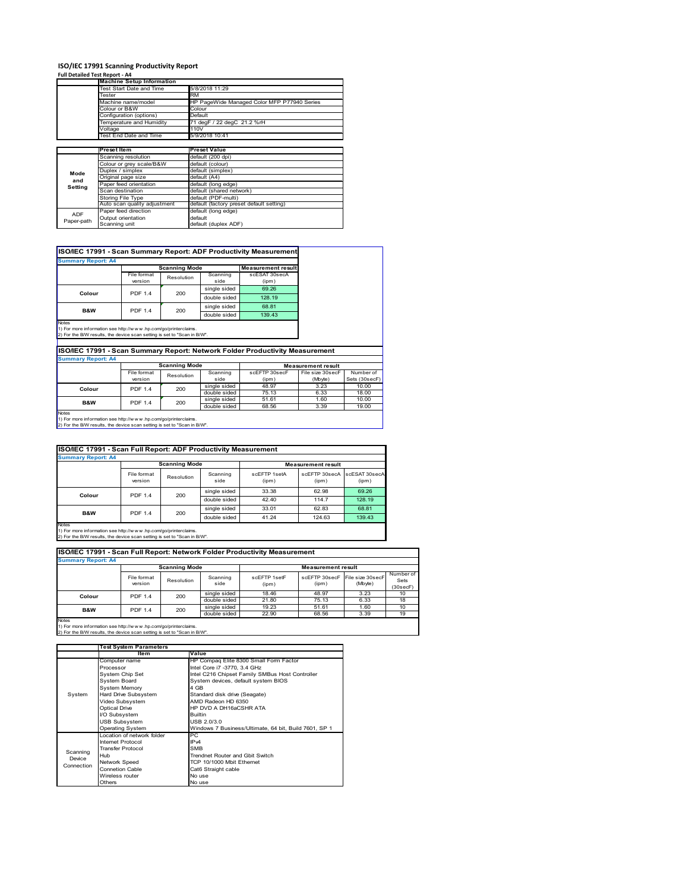# ISO/IEC 17991 Scanning Productivity Report

**Full Detailed Test Report - A4**

| | Machine Setup Information | |
|---|---|---|
| | Test Start Date and Time | 5/8/2018 11:29 |
| | Tester | RM |
| | Machine name/model | HP PageWide Managed Color MFP P77940 Series |
| | Colour or B&W | Colour |
| | Configuration (options) | Default |
| | Temperature and Humidity | 71 degF / 22 degC 21.2 %rH |
| | Voltage | 110V |
| | Test End Date and Time | 5/9/2018 10:41 |

| | Preset Item | Preset Value |
|---|---|---|
| Mode and Setting | Scanning resolution | default (200 dpi) |
| | Colour or grey scale/B&W | default (colour) |
| | Duplex / simplex | default (simplex) |
| | Original page size | default (A4) |
| | Paper feed orientation | default (long edge) |
| | Scan destination | default (shared network) |
| | Storing File Type | default (PDF-multi) |
| | Auto scan quality adjustment | default (factory preset default setting) |
| ADF Paper-path | Paper feed direction | default (long edge) |
| | Output orientation | default |
| | Scanning unit | default (duplex ADF) |

## ISO/IEC 17991 - Scan Summary Report: ADF Productivity Measurement

**Summary Report: A4**

| | Scanning Mode | | | Measurement result |
|---|---|---|---|---|
| | File format version | Resolution | Scanning side | scESAT 30secA (ipm) |
| Colour | PDF 1.4 | 200 | single sided | 69.26 |
| | | | double sided | 128.19 |
| B&W | PDF 1.4 | 200 | single sided | 68.81 |
| | | | double sided | 139.43 |

Notes
1) For more information see http://www.hp.com/go/printerclaims.
2) For the B/W results, the device scan setting is set to "Scan in B/W".

## ISO/IEC 17991 - Scan Summary Report: Network Folder Productivity Measurement

**Summary Report: A4**

| | Scanning Mode | | | Measurement result | | |
|---|---|---|---|---|---|---|
| | File format version | Resolution | Scanning side | scEFTP 30secF (ipm) | File size 30secF (Mbyte) | Number of Sets (30secF) |
| Colour | PDF 1.4 | 200 | single sided | 48.97 | 3.23 | 10.00 |
| | | | double sided | 75.13 | 6.33 | 18.00 |
| B&W | PDF 1.4 | 200 | single sided | 51.61 | 1.60 | 10.00 |
| | | | double sided | 68.56 | 3.39 | 19.00 |

Notes
1) For more information see http://www.hp.com/go/printerclaims.
2) For the B/W results, the device scan setting is set to "Scan in B/W".

## ISO/IEC 17991 - Scan Full Report: ADF Productivity Measurement

**Summary Report: A4**

| | Scanning Mode | | | Measurement result | | |
|---|---|---|---|---|---|---|
| | File format version | Resolution | Scanning side | scEFTP 1setA (ipm) | scEFTP 30secA (ipm) | scESAT 30secA (ipm) |
| Colour | PDF 1.4 | 200 | single sided | 33.38 | 62.98 | 69.26 |
| | | | double sided | 42.40 | 114.7 | 128.19 |
| B&W | PDF 1.4 | 200 | single sided | 33.01 | 62.83 | 68.81 |
| | | | double sided | 41.24 | 124.63 | 139.43 |

Notes
1) For more information see http://www.hp.com/go/printerclaims.
2) For the B/W results, the device scan setting is set to "Scan in B/W".

## ISO/IEC 17991 - Scan Full Report: Network Folder Productivity Measurement

**Summary Report: A4**

| | Scanning Mode | | | Measurement result | | | |
|---|---|---|---|---|---|---|---|
| | File format version | Resolution | Scanning side | scEFTP 1setF (ipm) | scEFTP 30secF (ipm) | File size 30secF (Mbyte) | Number of Sets (30secF) |
| Colour | PDF 1.4 | 200 | single sided | 18.46 | 48.97 | 3.23 | 10 |
| | | | double sided | 21.80 | 75.13 | 6.33 | 18 |
| B&W | PDF 1.4 | 200 | single sided | 19.23 | 51.61 | 1.60 | 10 |
| | | | double sided | 22.90 | 68.56 | 3.39 | 19 |

Notes
1) For more information see http://www.hp.com/go/printerclaims.
2) For the B/W results, the device scan setting is set to "Scan in B/W".

| | Test System Parameters | |
|---|---|---|
| | Item | Value |
| System | Computer name | HP Compaq Elite 8300 Small Form Factor |
| | Processor | Intel Core i7 -3770, 3.4 GHz |
| | System Chip Set | Intel C216 Chipset Family SMBus Host Controller |
| | System Board | System devices, default system BIOS |
| | System Memory | 4 GB |
| | Hard Drive Subsystem | Standard disk drive (Seagate) |
| | Video Subsystem | AMD Radeon HD 6350 |
| | Optical Drive | HP DVD A DH16aCSHR ATA |
| | I/O Subsystem | Builtin |
| | USB Subsystem | USB 2.0/3.0 |
| | Operating System | Windows 7 Business/Ultimate, 64 bit, Build 7601, SP 1 |
| Scanning Device Connection | Location of network folder | PC |
| | Internet Protocol | IPv4 |
| | Transfer Protocol | SMB |
| | Hub | Trendnet Router and Gbit Switch |
| | Network Speed | TCP 10/1000 Mbit Ethernet |
| | Connetion Cable | Cat6 Straight cable |
| | Wireless router | No use |
| | Others | No use |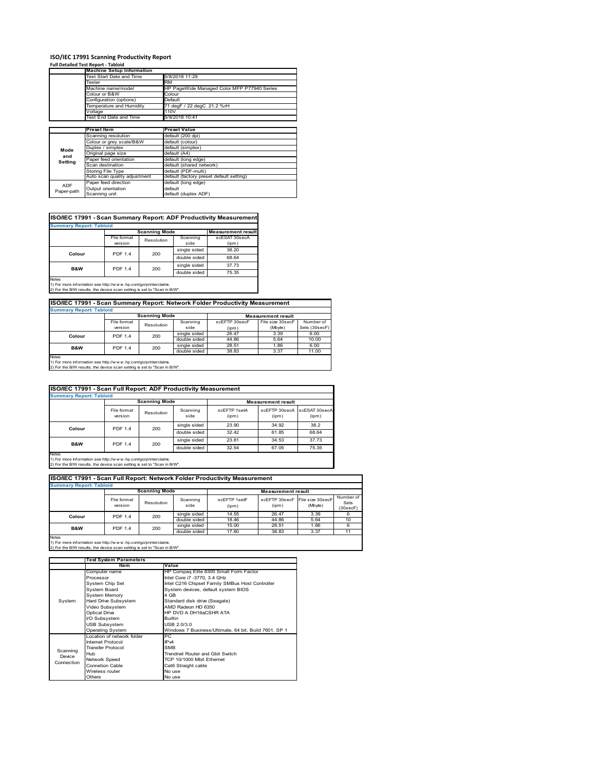# ISO/IEC 17991 Scanning Productivity Report

**Full Detailed Test Report - Tabloid**

| | Machine Setup Information | |
|---|---|---|
| | Test Start Date and Time | 5/8/2018 11:29 |
| | Tester | RM |
| | Machine name/model | HP PageWide Managed Color MFP P77940 Series |
| | Colour or B&W | Colour |
| | Configuration (options) | Default |
| | Temperature and Humidity | 71 degF / 22 degC 21.2 %rH |
| | Voltage | 110V |
| | Test End Date and Time | 5/9/2018 10:41 |

| | Preset Item | Preset Value |
|---|---|---|
| Mode and Setting | Scanning resolution | default (200 dpi) |
| | Colour or grey scale/B&W | default (colour) |
| | Duplex / simplex | default (simplex) |
| | Original page size | default (A4) |
| | Paper feed orientation | default (long edge) |
| | Scan destination | default (shared network) |
| | Storing File Type | default (PDF-multi) |
| | Auto scan quality adjustment | default (factory preset default setting) |
| ADF Paper-path | Paper feed direction | default (long edge) |
| | Output orientation | default |
| | Scanning unit | default (duplex ADF) |

## ISO/IEC 17991 - Scan Summary Report: ADF Productivity Measurement

**Summary Report: Tabloid**

| | Scanning Mode | | | Measurement result |
|---|---|---|---|---|
| | File format version | Resolution | Scanning side | scESAT 30secA (ipm) |
| Colour | PDF 1.4 | 200 | single sided | 38.20 |
| | | | double sided | 68.64 |
| B&W | PDF 1.4 | 200 | single sided | 37.73 |
| | | | double sided | 75.35 |

Notes
1) For more information see http://www.hp.com/go/printerclaims.
2) For the B/W results, the device scan setting is set to "Scan in B/W".

## ISO/IEC 17991 - Scan Summary Report: Network Folder Productivity Measurement

**Summary Report: Tabloid**

| | Scanning Mode | | | Measurement result | | |
|---|---|---|---|---|---|---|
| | File format version | Resolution | Scanning side | scEFTP 30secF (ipm) | File size 30secF (Mbyte) | Number of Sets (30secF) |
| Colour | PDF 1.4 | 200 | single sided | 26.47 | 3.39 | 6.00 |
| | | | double sided | 44.86 | 5.64 | 10.00 |
| B&W | PDF 1.4 | 200 | single sided | 28.51 | 1.86 | 6.00 |
| | | | double sided | 38.83 | 3.37 | 11.00 |

Notes
1) For more information see http://www.hp.com/go/printerclaims.
2) For the B/W results, the device scan setting is set to "Scan in B/W".

## ISO/IEC 17991 - Scan Full Report: ADF Productivity Measurement

**Summary Report: Tabloid**

| | Scanning Mode | | | Measurement result | | |
|---|---|---|---|---|---|---|
| | File format version | Resolution | Scanning side | scEFTP 1setA (ipm) | scEFTP 30secA (ipm) | scESAT 30secA (ipm) |
| Colour | PDF 1.4 | 200 | single sided | 23.90 | 34.92 | 38.2 |
| | | | double sided | 32.42 | 61.85 | 68.64 |
| B&W | PDF 1.4 | 200 | single sided | 23.81 | 34.53 | 37.73 |
| | | | double sided | 32.54 | 67.05 | 75.35 |

Notes
1) For more information see http://www.hp.com/go/printerclaims.
2) For the B/W results, the device scan setting is set to "Scan in B/W".

## ISO/IEC 17991 - Scan Full Report: Network Folder Productivity Measurement

**Summary Report: Tabloid**

| | Scanning Mode | | | Measurement result | | | |
|---|---|---|---|---|---|---|---|
| | File format version | Resolution | Scanning side | scEFTP 1setF (ipm) | scEFTP 30secF (ipm) | File size 30secF (Mbyte) | Number of Sets (30secF) |
| Colour | PDF 1.4 | 200 | single sided | 14.55 | 26.47 | 3.39 | 6 |
| | | | double sided | 18.46 | 44.86 | 5.64 | 10 |
| B&W | PDF 1.4 | 200 | single sided | 15.00 | 28.51 | 1.86 | 6 |
| | | | double sided | 17.80 | 38.83 | 3.37 | 11 |

Notes
1) For more information see http://www.hp.com/go/printerclaims.
2) For the B/W results, the device scan setting is set to "Scan in B/W".

| | Test System Parameters | |
|---|---|---|
| | Item | Value |
| System | Computer name | HP Compaq Elite 8300 Small Form Factor |
| | Processor | Intel Core i7 -3770, 3.4 GHz |
| | System Chip Set | Intel C216 Chipset Family SMBus Host Controller |
| | System Board | System devices, default system BIOS |
| | System Memory | 4 GB |
| | Hard Drive Subsystem | Standard disk drive (Seagate) |
| | Video Subsystem | AMD Radeon HD 6350 |
| | Optical Drive | HP DVD A DH16aCSHR ATA |
| | I/O Subsystem | Builtin |
| | USB Subsystem | USB 2.0/3.0 |
| | Operating System | Windows 7 Business/Ultimate, 64 bit, Build 7601, SP 1 |
| Scanning Device Connection | Location of network folder | PC |
| | Internet Protocol | IPv4 |
| | Transfer Protocol | SMB |
| | Hub | Trendnet Router and Gbit Switch |
| | Network Speed | TCP 10/1000 Mbit Ethernet |
| | Connetion Cable | Cat6 Straight cable |
| | Wireless router | No use |
| | Others | No use |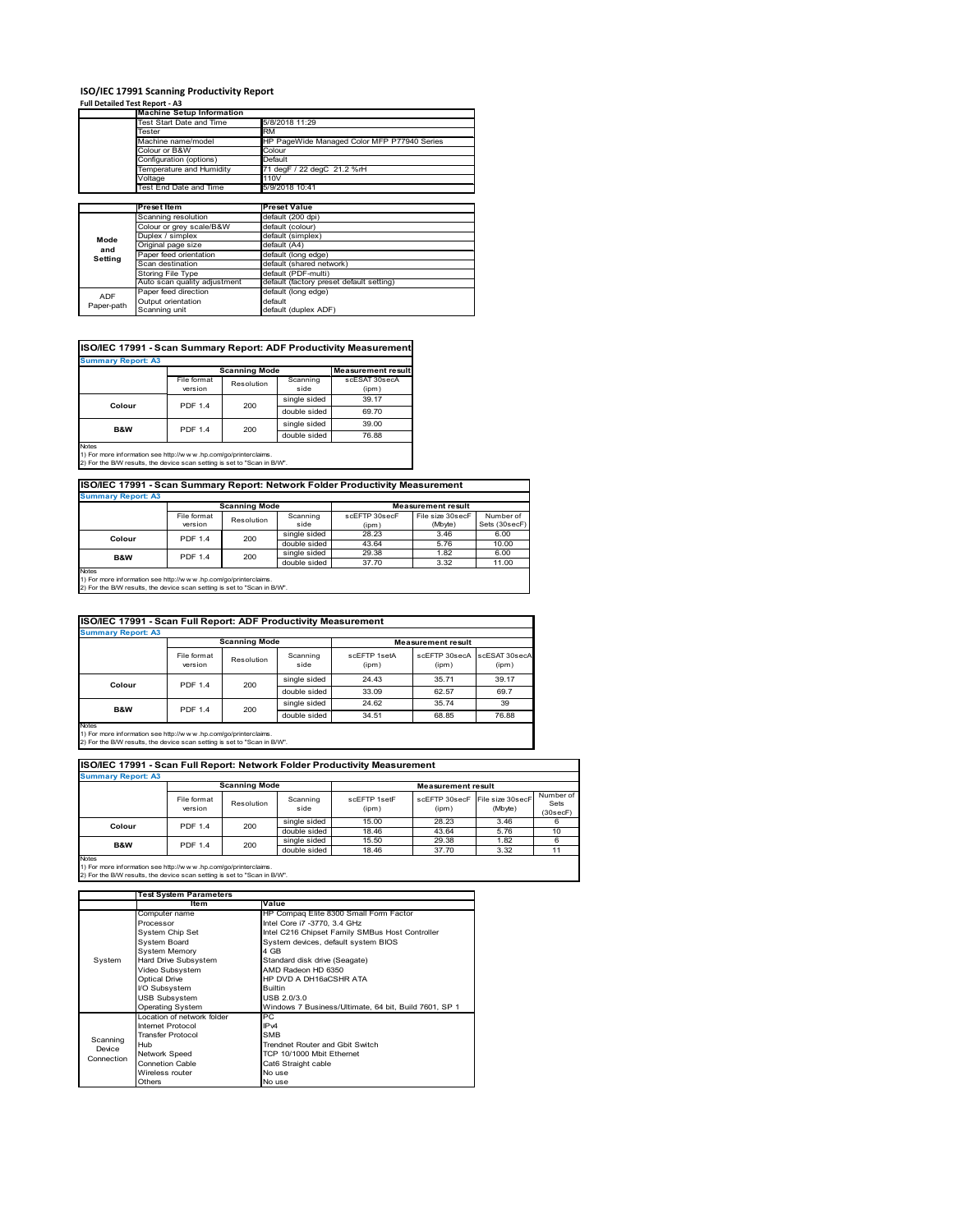# ISO/IEC 17991 Scanning Productivity Report

**Full Detailed Test Report - A3**

| | Machine Setup Information | |
|---|---|---|
| | Test Start Date and Time | 5/8/2018 11:29 |
| | Tester | RM |
| | Machine name/model | HP PageWide Managed Color MFP P77940 Series |
| | Colour or B&W | Colour |
| | Configuration (options) | Default |
| | Temperature and Humidity | 71 degF / 22 degC 21.2 %rH |
| | Voltage | 110V |
| | Test End Date and Time | 5/9/2018 10:41 |

| | Preset Item | Preset Value |
|---|---|---|
| Mode and Setting | Scanning resolution | default (200 dpi) |
| | Colour or grey scale/B&W | default (colour) |
| | Duplex / simplex | default (simplex) |
| | Original page size | default (A4) |
| | Paper feed orientation | default (long edge) |
| | Scan destination | default (shared network) |
| | Storing File Type | default (PDF-multi) |
| | Auto scan quality adjustment | default (factory preset default setting) |
| ADF Paper-path | Paper feed direction | default (long edge) |
| | Output orientation | default |
| | Scanning unit | default (duplex ADF) |

## ISO/IEC 17991 - Scan Summary Report: ADF Productivity Measurement

**Summary Report: A3**

| | Scanning Mode | | | Measurement result |
|---|---|---|---|---|
| | File format version | Resolution | Scanning side | scESAT 30secA (ipm) |
| Colour | PDF 1.4 | 200 | single sided | 39.17 |
| | | | double sided | 69.70 |
| B&W | PDF 1.4 | 200 | single sided | 39.00 |
| | | | double sided | 76.88 |

Notes
1) For more information see http://w w w .hp.com/go/printerclaims.
2) For the B/W results, the device scan setting is set to "Scan in B/W".

## ISO/IEC 17991 - Scan Summary Report: Network Folder Productivity Measurement

**Summary Report: A3**

| | Scanning Mode | | | Measurement result | | |
|---|---|---|---|---|---|---|
| | File format version | Resolution | Scanning side | scEFTP 30secF (ipm) | File size 30secF (Mbyte) | Number of Sets (30secF) |
| Colour | PDF 1.4 | 200 | single sided | 28.23 | 3.46 | 6.00 |
| | | | double sided | 43.64 | 5.76 | 10.00 |
| B&W | PDF 1.4 | 200 | single sided | 29.38 | 1.82 | 6.00 |
| | | | double sided | 37.70 | 3.32 | 11.00 |

Notes
1) For more information see http://w w w .hp.com/go/printerclaims.
2) For the B/W results, the device scan setting is set to "Scan in B/W".

## ISO/IEC 17991 - Scan Full Report: ADF Productivity Measurement

**Summary Report: A3**

| | Scanning Mode | | | Measurement result | | |
|---|---|---|---|---|---|---|
| | File format version | Resolution | Scanning side | scEFTP 1setA (ipm) | scEFTP 30secA (ipm) | scESAT 30secA (ipm) |
| Colour | PDF 1.4 | 200 | single sided | 24.43 | 35.71 | 39.17 |
| | | | double sided | 33.09 | 62.57 | 69.7 |
| B&W | PDF 1.4 | 200 | single sided | 24.62 | 35.74 | 39 |
| | | | double sided | 34.51 | 68.85 | 76.88 |

Notes
1) For more information see http://w w w .hp.com/go/printerclaims.
2) For the B/W results, the device scan setting is set to "Scan in B/W".

## ISO/IEC 17991 - Scan Full Report: Network Folder Productivity Measurement

**Summary Report: A3**

| | Scanning Mode | | | Measurement result | | | |
|---|---|---|---|---|---|---|---|
| | File format version | Resolution | Scanning side | scEFTP 1setF (ipm) | scEFTP 30secF (ipm) | File size 30secF (Mbyte) | Number of Sets (30secF) |
| Colour | PDF 1.4 | 200 | single sided | 15.00 | 28.23 | 3.46 | 6 |
| | | | double sided | 18.46 | 43.64 | 5.76 | 10 |
| B&W | PDF 1.4 | 200 | single sided | 15.50 | 29.38 | 1.82 | 6 |
| | | | double sided | 18.46 | 37.70 | 3.32 | 11 |

Notes
1) For more information see http://w w w .hp.com/go/printerclaims.
2) For the B/W results, the device scan setting is set to "Scan in B/W".

| | Test System Parameters | |
|---|---|---|
| | Item | Value |
| System | Computer name | HP Compaq Elite 8300 Small Form Factor |
| | Processor | Intel Core i7 -3770, 3.4 GHz |
| | System Chip Set | Intel C216 Chipset Family SMBus Host Controller |
| | System Board | System devices, default system BIOS |
| | System Memory | 4 GB |
| | Hard Drive Subsystem | Standard disk drive (Seagate) |
| | Video Subsystem | AMD Radeon HD 6350 |
| | Optical Drive | HP DVD A DH16aCSHR ATA |
| | I/O Subsystem | Builtin |
| | USB Subsystem | USB 2.0/3.0 |
| | Operating System | Windows 7 Business/Ultimate, 64 bit, Build 7601, SP 1 |
| Scanning Device Connection | Location of network folder | PC |
| | Internet Protocol | IPv4 |
| | Transfer Protocol | SMB |
| | Hub | Trendnet Router and Gbit Switch |
| | Network Speed | TCP 10/1000 Mbit Ethernet |
| | Connetion Cable | Cat6 Straight cable |
| | Wireless router | No use |
| | Others | No use |